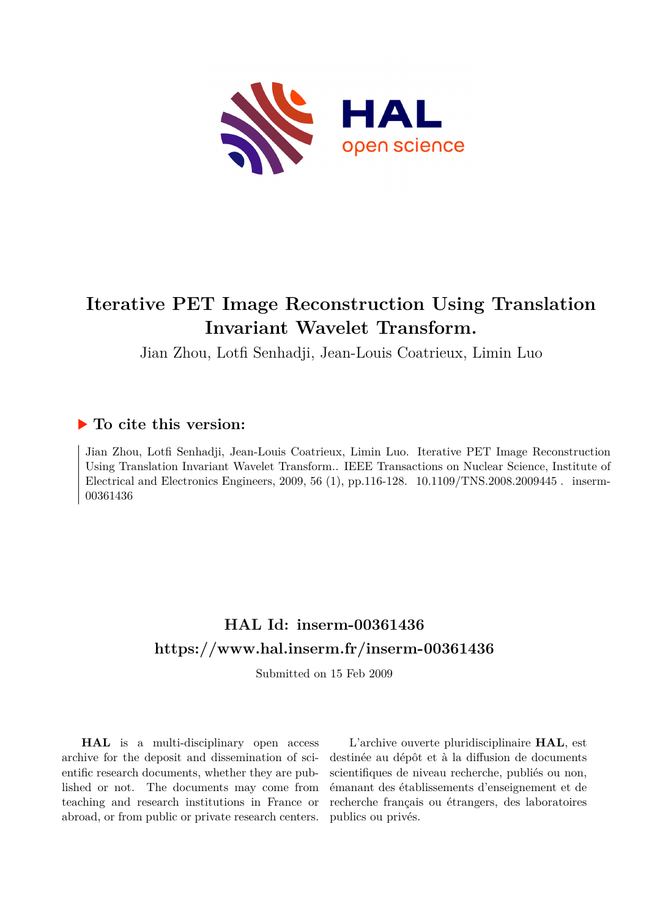# Iterative PET Image Reconstruction Using Translation Invariant Wavelet Transform.

Jian Zhou, Lotfi Senhadji, Jean-Louis Coatrieux, Limin Luo

### ▶ To cite this version:

Jian Zhou, Lotfi Senhadji, Jean-Louis Coatrieux, Limin Luo. Iterative PET Image Reconstruction Using Translation Invariant Wavelet Transform.. IEEE Transactions on Nuclear Science, Institute of Electrical and Electronics Engineers, 2009, 56 (1), pp.116-128. 10.1109/TNS.2008.2009445 . inserm-00361436

## HAL Id: inserm-00361436
## https://www.hal.inserm.fr/inserm-00361436

Submitted on 15 Feb 2009

**HAL** is a multi-disciplinary open access archive for the deposit and dissemination of scientific research documents, whether they are published or not. The documents may come from teaching and research institutions in France or abroad, or from public or private research centers.

L'archive ouverte pluridisciplinaire **HAL**, est destinée au dépôt et à la diffusion de documents scientifiques de niveau recherche, publiés ou non, émanant des établissements d'enseignement et de recherche français ou étrangers, des laboratoires publics ou privés.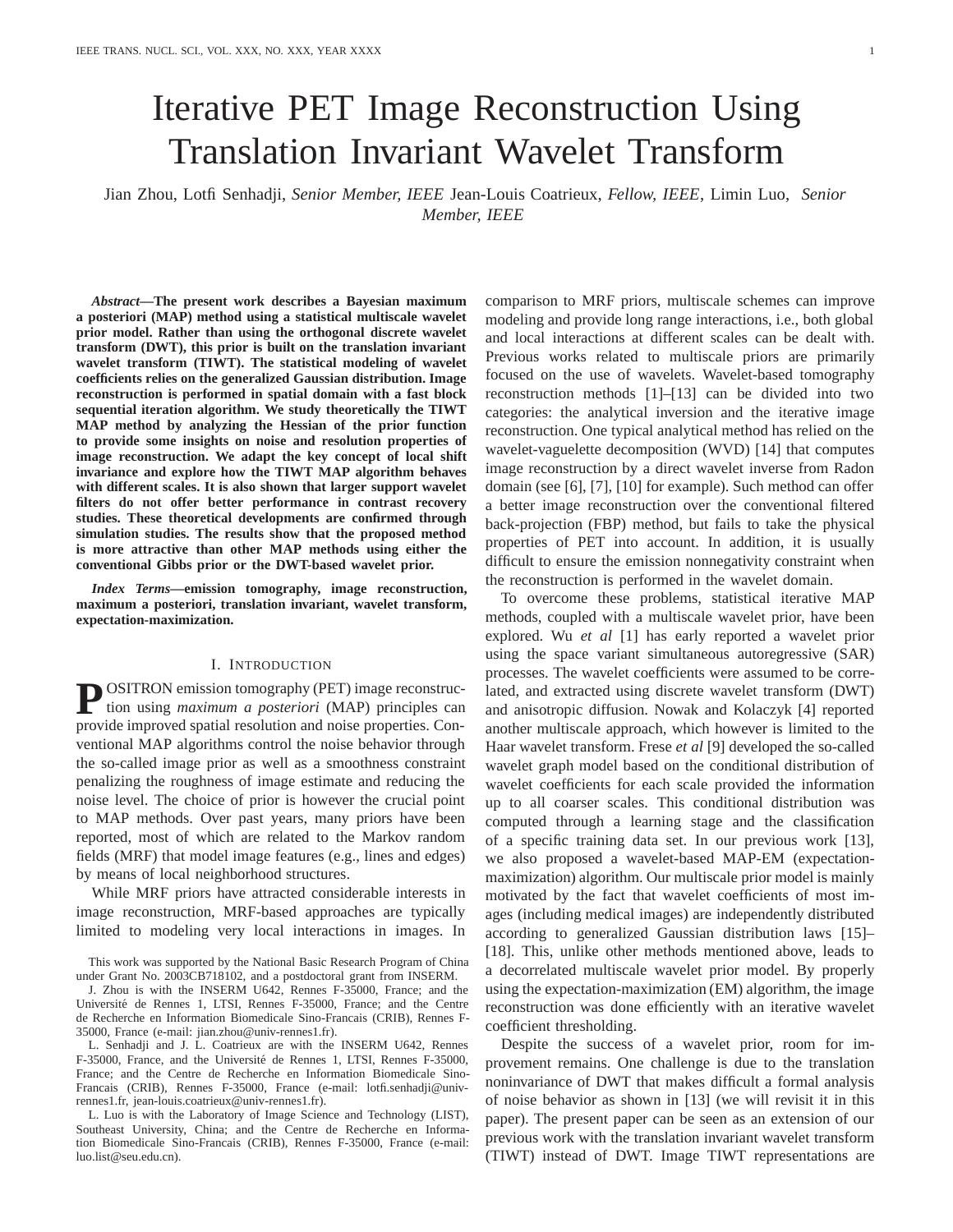# Iterative PET Image Reconstruction Using Translation Invariant Wavelet Transform

Jian Zhou, Lotfi Senhadji, *Senior Member, IEEE* Jean-Louis Coatrieux, *Fellow, IEEE*, Limin Luo, *Senior Member, IEEE*

***Abstract*—The present work describes a Bayesian maximum a posteriori (MAP) method using a statistical multiscale wavelet prior model. Rather than using the orthogonal discrete wavelet transform (DWT), this prior is built on the translation invariant wavelet transform (TIWT). The statistical modeling of wavelet coefficients relies on the generalized Gaussian distribution. Image reconstruction is performed in spatial domain with a fast block sequential iteration algorithm. We study theoretically the TIWT MAP method by analyzing the Hessian of the prior function to provide some insights on noise and resolution properties of image reconstruction. We adapt the key concept of local shift invariance and explore how the TIWT MAP algorithm behaves with different scales. It is also shown that larger support wavelet filters do not offer better performance in contrast recovery studies. These theoretical developments are confirmed through simulation studies. The results show that the proposed method is more attractive than other MAP methods using either the conventional Gibbs prior or the DWT-based wavelet prior.**

***Index Terms*—emission tomography, image reconstruction, maximum a posteriori, translation invariant, wavelet transform, expectation-maximization.**

## I. Introduction

POSITRON emission tomography (PET) image reconstruction using *maximum a posteriori* (MAP) principles can provide improved spatial resolution and noise properties. Conventional MAP algorithms control the noise behavior through the so-called image prior as well as a smoothness constraint penalizing the roughness of image estimate and reducing the noise level. The choice of prior is however the crucial point to MAP methods. Over past years, many priors have been reported, most of which are related to the Markov random fields (MRF) that model image features (e.g., lines and edges) by means of local neighborhood structures.

While MRF priors have attracted considerable interests in image reconstruction, MRF-based approaches are typically limited to modeling very local interactions in images. In comparison to MRF priors, multiscale schemes can improve modeling and provide long range interactions, i.e., both global and local interactions at different scales can be dealt with. Previous works related to multiscale priors are primarily focused on the use of wavelets. Wavelet-based tomography reconstruction methods [1]–[13] can be divided into two categories: the analytical inversion and the iterative image reconstruction. One typical analytical method has relied on the wavelet-vaguelette decomposition (WVD) [14] that computes image reconstruction by a direct wavelet inverse from Radon domain (see [6], [7], [10] for example). Such method can offer a better image reconstruction over the conventional filtered back-projection (FBP) method, but fails to take the physical properties of PET into account. In addition, it is usually difficult to ensure the emission nonnegativity constraint when the reconstruction is performed in the wavelet domain.

To overcome these problems, statistical iterative MAP methods, coupled with a multiscale wavelet prior, have been explored. Wu *et al* [1] has early reported a wavelet prior using the space variant simultaneous autoregressive (SAR) processes. The wavelet coefficients were assumed to be correlated, and extracted using discrete wavelet transform (DWT) and anisotropic diffusion. Nowak and Kolaczyk [4] reported another multiscale approach, which however is limited to the Haar wavelet transform. Frese *et al* [9] developed the so-called wavelet graph model based on the conditional distribution of wavelet coefficients for each scale provided the information up to all coarser scales. This conditional distribution was computed through a learning stage and the classification of a specific training data set. In our previous work [13], we also proposed a wavelet-based MAP-EM (expectation-maximization) algorithm. Our multiscale prior model is mainly motivated by the fact that wavelet coefficients of most images (including medical images) are independently distributed according to generalized Gaussian distribution laws [15]–[18]. This, unlike other methods mentioned above, leads to a decorrelated multiscale wavelet prior model. By properly using the expectation-maximization (EM) algorithm, the image reconstruction was done efficiently with an iterative wavelet coefficient thresholding.

Despite the success of a wavelet prior, room for improvement remains. One challenge is due to the translation noninvariance of DWT that makes difficult a formal analysis of noise behavior as shown in [13] (we will revisit it in this paper). The present paper can be seen as an extension of our previous work with the translation invariant wavelet transform (TIWT) instead of DWT. Image TIWT representations are

This work was supported by the National Basic Research Program of China under Grant No. 2003CB718102, and a postdoctoral grant from INSERM.

J. Zhou is with the INSERM U642, Rennes F-35000, France; and the Université de Rennes 1, LTSI, Rennes F-35000, France; and the Centre de Recherche en Information Biomedicale Sino-Francais (CRIB), Rennes F-35000, France (e-mail: jian.zhou@univ-rennes1.fr).

L. Senhadji and J. L. Coatrieux are with the INSERM U642, Rennes F-35000, France, and the Université de Rennes 1, LTSI, Rennes F-35000, France; and the Centre de Recherche en Information Biomedicale Sino-Francais (CRIB), Rennes F-35000, France (e-mail: lotfi.senhadji@univ-rennes1.fr, jean-louis.coatrieux@univ-rennes1.fr).

L. Luo is with the Laboratory of Image Science and Technology (LIST), Southeast University, China; and the Centre de Recherche en Information Biomedicale Sino-Francais (CRIB), Rennes F-35000, France (e-mail: luo.list@seu.edu.cn).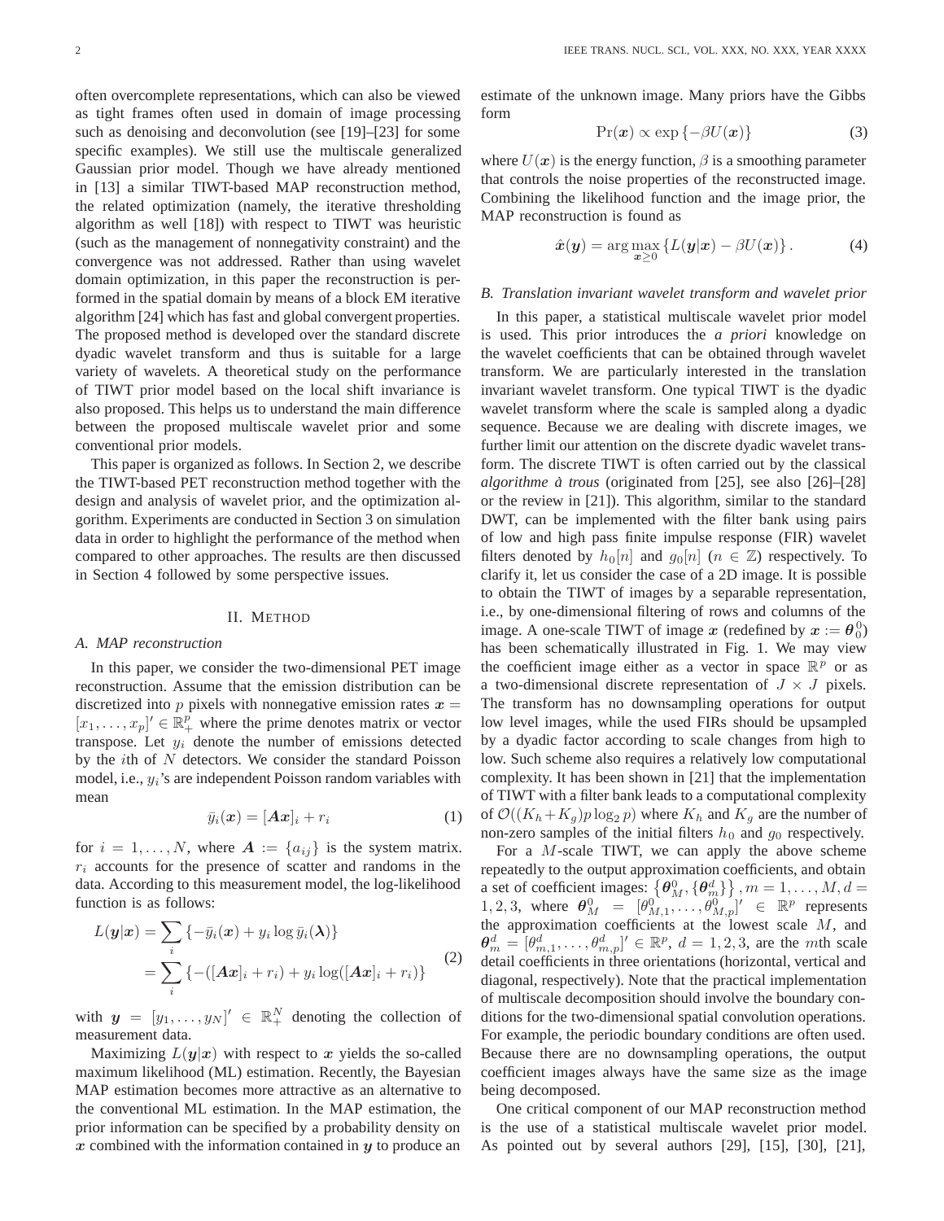often overcomplete representations, which can also be viewed as tight frames often used in domain of image processing such as denoising and deconvolution (see [19]–[23] for some specific examples). We still use the multiscale generalized Gaussian prior model. Though we have already mentioned in [13] a similar TIWT-based MAP reconstruction method, the related optimization (namely, the iterative thresholding algorithm as well [18]) with respect to TIWT was heuristic (such as the management of nonnegativity constraint) and the convergence was not addressed. Rather than using wavelet domain optimization, in this paper the reconstruction is performed in the spatial domain by means of a block EM iterative algorithm [24] which has fast and global convergent properties. The proposed method is developed over the standard discrete dyadic wavelet transform and thus is suitable for a large variety of wavelets. A theoretical study on the performance of TIWT prior model based on the local shift invariance is also proposed. This helps us to understand the main difference between the proposed multiscale wavelet prior and some conventional prior models.

This paper is organized as follows. In Section 2, we describe the TIWT-based PET reconstruction method together with the design and analysis of wavelet prior, and the optimization algorithm. Experiments are conducted in Section 3 on simulation data in order to highlight the performance of the method when compared to other approaches. The results are then discussed in Section 4 followed by some perspective issues.

## II. Method

### A. MAP reconstruction

In this paper, we consider the two-dimensional PET image reconstruction. Assume that the emission distribution can be discretized into $p$ pixels with nonnegative emission rates $\boldsymbol{x} = [x_1, \ldots, x_p]' \in \mathbb{R}_+^p$ where the prime denotes matrix or vector transpose. Let $y_i$ denote the number of emissions detected by the $i$th of $N$ detectors. We consider the standard Poisson model, i.e., $y_i$'s are independent Poisson random variables with mean

$$\bar{y}_i(\boldsymbol{x}) = [\boldsymbol{A}\boldsymbol{x}]_i + r_i \tag{1}$$

for $i = 1, \ldots, N$, where $\boldsymbol{A} := \{a_{ij}\}$ is the system matrix. $r_i$ accounts for the presence of scatter and randoms in the data. According to this measurement model, the log-likelihood function is as follows:

$$\begin{aligned} L(\boldsymbol{y}|\boldsymbol{x}) &= \sum_i \left\{ -\bar{y}_i(\boldsymbol{x}) + y_i \log \bar{y}_i(\boldsymbol{\lambda}) \right\} \\ &= \sum_i \left\{ -([\boldsymbol{A}\boldsymbol{x}]_i + r_i) + y_i \log([\boldsymbol{A}\boldsymbol{x}]_i + r_i) \right\} \end{aligned} \tag{2}$$

with $\boldsymbol{y} = [y_1, \ldots, y_N]' \in \mathbb{R}_+^N$ denoting the collection of measurement data.

Maximizing $L(\boldsymbol{y}|\boldsymbol{x})$ with respect to $\boldsymbol{x}$ yields the so-called maximum likelihood (ML) estimation. Recently, the Bayesian MAP estimation becomes more attractive as an alternative to the conventional ML estimation. In the MAP estimation, the prior information can be specified by a probability density on $\boldsymbol{x}$ combined with the information contained in $\boldsymbol{y}$ to produce an estimate of the unknown image. Many priors have the Gibbs form

$$\Pr(\boldsymbol{x}) \propto \exp\left\{-\beta U(\boldsymbol{x})\right\} \tag{3}$$

where $U(\boldsymbol{x})$ is the energy function, $\beta$ is a smoothing parameter that controls the noise properties of the reconstructed image. Combining the likelihood function and the image prior, the MAP reconstruction is found as

$$\hat{\boldsymbol{x}}(\boldsymbol{y}) = \arg\max_{\boldsymbol{x} \geq 0} \left\{ L(\boldsymbol{y}|\boldsymbol{x}) - \beta U(\boldsymbol{x}) \right\}. \tag{4}$$

### B. Translation invariant wavelet transform and wavelet prior

In this paper, a statistical multiscale wavelet prior model is used. This prior introduces the *a priori* knowledge on the wavelet coefficients that can be obtained through wavelet transform. We are particularly interested in the translation invariant wavelet transform. One typical TIWT is the dyadic wavelet transform where the scale is sampled along a dyadic sequence. Because we are dealing with discrete images, we further limit our attention on the discrete dyadic wavelet transform. The discrete TIWT is often carried out by the classical *algorithme à trous* (originated from [25], see also [26]–[28] or the review in [21]). This algorithm, similar to the standard DWT, can be implemented with the filter bank using pairs of low and high pass finite impulse response (FIR) wavelet filters denoted by $h_0[n]$ and $g_0[n]$ ($n \in \mathbb{Z}$) respectively. To clarify it, let us consider the case of a 2D image. It is possible to obtain the TIWT of images by a separable representation, i.e., by one-dimensional filtering of rows and columns of the image. A one-scale TIWT of image $\boldsymbol{x}$ (redefined by $\boldsymbol{x} := \boldsymbol{\theta}_0^0$) has been schematically illustrated in Fig. 1. We may view the coefficient image either as a vector in space $\mathbb{R}^p$ or as a two-dimensional discrete representation of $J \times J$ pixels. The transform has no downsampling operations for output low level images, while the used FIRs should be upsampled by a dyadic factor according to scale changes from high to low. Such scheme also requires a relatively low computational complexity. It has been shown in [21] that the implementation of TIWT with a filter bank leads to a computational complexity of $\mathcal{O}((K_h + K_g)p \log_2 p)$ where $K_h$ and $K_g$ are the number of non-zero samples of the initial filters $h_0$ and $g_0$ respectively.

For a $M$-scale TIWT, we can apply the above scheme repeatedly to the output approximation coefficients, and obtain a set of coefficient images: $\left\{\boldsymbol{\theta}_M^0, \{\boldsymbol{\theta}_m^d\}\right\}, m = 1, \ldots, M, d = 1, 2, 3,$ where $\boldsymbol{\theta}_M^0 = [\theta_{M,1}^0, \ldots, \theta_{M,p}^0]' \in \mathbb{R}^p$ represents the approximation coefficients at the lowest scale $M$, and $\boldsymbol{\theta}_m^d = [\theta_{m,1}^d, \ldots, \theta_{m,p}^d]' \in \mathbb{R}^p$, $d = 1, 2, 3$, are the $m$th scale detail coefficients in three orientations (horizontal, vertical and diagonal, respectively). Note that the practical implementation of multiscale decomposition should involve the boundary conditions for the two-dimensional spatial convolution operations. For example, the periodic boundary conditions are often used. Because there are no downsampling operations, the output coefficient images always have the same size as the image being decomposed.

One critical component of our MAP reconstruction method is the use of a statistical multiscale wavelet prior model. As pointed out by several authors [29], [15], [30], [21],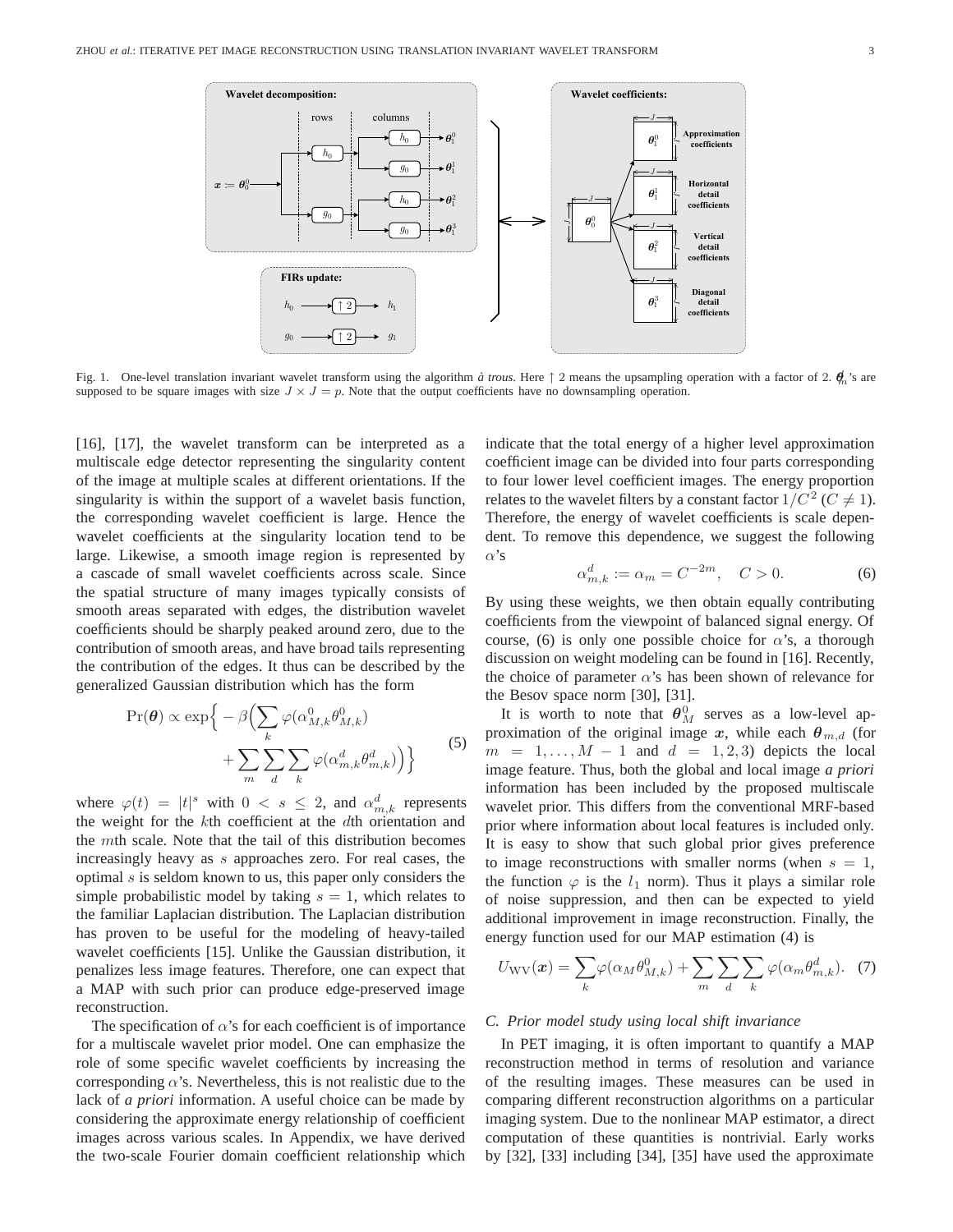Fig. 1. One-level translation invariant wavelet transform using the algorithm *à trous*. Here $\uparrow 2$ means the upsampling operation with a factor of 2. $\boldsymbol{\theta}_m^d$'s are supposed to be square images with size $J \times J = p$. Note that the output coefficients have no downsampling operation.

[16], [17], the wavelet transform can be interpreted as a multiscale edge detector representing the singularity content of the image at multiple scales at different orientations. If the singularity is within the support of a wavelet basis function, the corresponding wavelet coefficient is large. Hence the wavelet coefficients at the singularity location tend to be large. Likewise, a smooth image region is represented by a cascade of small wavelet coefficients across scale. Since the spatial structure of many images typically consists of smooth areas separated with edges, the distribution wavelet coefficients should be sharply peaked around zero, due to the contribution of smooth areas, and have broad tails representing the contribution of the edges. It thus can be described by the generalized Gaussian distribution which has the form

$$
\begin{aligned}
\Pr(\boldsymbol{\theta}) \propto \exp\Big\{ -\beta\Big(&\sum_k \varphi(\alpha_{M,k}^0 \theta_{M,k}^0) \\
&+ \sum_m \sum_d \sum_k \varphi(\alpha_{m,k}^d \theta_{m,k}^d)\Big)\Big\}
\end{aligned}
\tag{5}
$$

where $\varphi(t) = |t|^s$ with $0 < s \leq 2$, and $\alpha_{m,k}^d$ represents the weight for the $k$th coefficient at the $d$th orientation and the $m$th scale. Note that the tail of this distribution becomes increasingly heavy as $s$ approaches zero. For real cases, the optimal $s$ is seldom known to us, this paper only considers the simple probabilistic model by taking $s = 1$, which relates to the familiar Laplacian distribution. The Laplacian distribution has proven to be useful for the modeling of heavy-tailed wavelet coefficients [15]. Unlike the Gaussian distribution, it penalizes less image features. Therefore, one can expect that a MAP with such prior can produce edge-preserved image reconstruction.

The specification of $\alpha$'s for each coefficient is of importance for a multiscale wavelet prior model. One can emphasize the role of some specific wavelet coefficients by increasing the corresponding $\alpha$'s. Nevertheless, this is not realistic due to the lack of *a priori* information. A useful choice can be made by considering the approximate energy relationship of coefficient images across various scales. In Appendix, we have derived the two-scale Fourier domain coefficient relationship which indicate that the total energy of a higher level approximation coefficient image can be divided into four parts corresponding to four lower level coefficient images. The energy proportion relates to the wavelet filters by a constant factor $1/C^2$ ($C \neq 1$). Therefore, the energy of wavelet coefficients is scale dependent. To remove this dependence, we suggest the following $\alpha$'s

$$
\alpha_{m,k}^d := \alpha_m = C^{-2m}, \quad C > 0. \tag{6}
$$

By using these weights, we then obtain equally contributing coefficients from the viewpoint of balanced signal energy. Of course, (6) is only one possible choice for $\alpha$'s, a thorough discussion on weight modeling can be found in [16]. Recently, the choice of parameter $\alpha$'s has been shown of relevance for the Besov space norm [30], [31].

It is worth to note that $\boldsymbol{\theta}_M^0$ serves as a low-level approximation of the original image $\boldsymbol{x}$, while each $\boldsymbol{\theta}_{m,d}$ (for $m = 1, \ldots, M-1$ and $d = 1, 2, 3$) depicts the local image feature. Thus, both the global and local image *a priori* information has been included by the proposed multiscale wavelet prior. This differs from the conventional MRF-based prior where information about local features is included only. It is easy to show that such global prior gives preference to image reconstructions with smaller norms (when $s = 1$, the function $\varphi$ is the $l_1$ norm). Thus it plays a similar role of noise suppression, and then can be expected to yield additional improvement in image reconstruction. Finally, the energy function used for our MAP estimation (4) is

$$
U_{\mathrm{WV}}(\boldsymbol{x}) = \sum_k \varphi(\alpha_M \theta_{M,k}^0) + \sum_m \sum_d \sum_k \varphi(\alpha_m \theta_{m,k}^d). \tag{7}
$$

### C. Prior model study using local shift invariance

In PET imaging, it is often important to quantify a MAP reconstruction method in terms of resolution and variance of the resulting images. These measures can be used in comparing different reconstruction algorithms on a particular imaging system. Due to the nonlinear MAP estimator, a direct computation of these quantities is nontrivial. Early works by [32], [33] including [34], [35] have used the approximate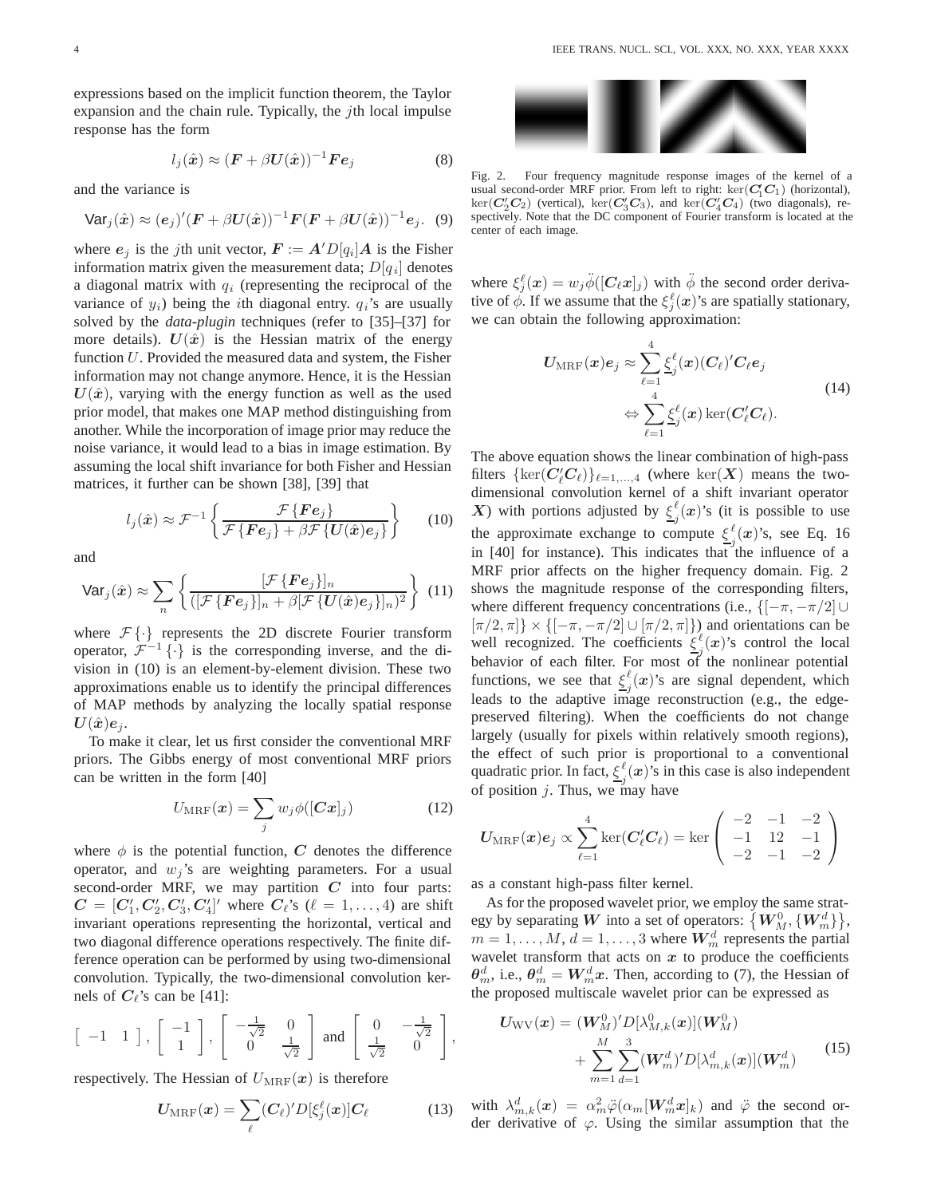expressions based on the implicit function theorem, the Taylor expansion and the chain rule. Typically, the $j$th local impulse response has the form

$$l_j(\hat{\boldsymbol{x}}) \approx (\boldsymbol{F} + \beta \boldsymbol{U}(\hat{\boldsymbol{x}}))^{-1} \boldsymbol{F} \boldsymbol{e}_j \tag{8}$$

and the variance is

$$\mathsf{Var}_j(\hat{\boldsymbol{x}}) \approx (\boldsymbol{e}_j)'(\boldsymbol{F} + \beta \boldsymbol{U}(\hat{\boldsymbol{x}}))^{-1} \boldsymbol{F} (\boldsymbol{F} + \beta \boldsymbol{U}(\hat{\boldsymbol{x}}))^{-1} \boldsymbol{e}_j. \tag{9}$$

where $\boldsymbol{e}_j$ is the $j$th unit vector, $\boldsymbol{F} := \boldsymbol{A}' D[q_i] \boldsymbol{A}$ is the Fisher information matrix given the measurement data; $D[q_i]$ denotes a diagonal matrix with $q_i$ (representing the reciprocal of the variance of $y_i$) being the $i$th diagonal entry. $q_i$'s are usually solved by the ***data-plugin*** techniques (refer to [35]–[37] for more details). $\boldsymbol{U}(\hat{\boldsymbol{x}})$ is the Hessian matrix of the energy function $U$. Provided the measured data and system, the Fisher information may not change anymore. Hence, it is the Hessian $\boldsymbol{U}(\hat{\boldsymbol{x}})$, varying with the energy function as well as the used prior model, that makes one MAP method distinguishing from another. While the incorporation of image prior may reduce the noise variance, it would lead to a bias in image estimation. By assuming the local shift invariance for both Fisher and Hessian matrices, it further can be shown [38], [39] that

$$l_j(\hat{\boldsymbol{x}}) \approx \mathcal{F}^{-1} \left\{ \frac{\mathcal{F}\{\boldsymbol{F}\boldsymbol{e}_j\}}{\mathcal{F}\{\boldsymbol{F}\boldsymbol{e}_j\} + \beta \mathcal{F}\{\boldsymbol{U}(\hat{\boldsymbol{x}})\boldsymbol{e}_j\}} \right\} \tag{10}$$

and

$$\mathsf{Var}_j(\hat{\boldsymbol{x}}) \approx \sum_n \left\{ \frac{[\mathcal{F}\{\boldsymbol{F}\boldsymbol{e}_j\}]_n}{([\mathcal{F}\{\boldsymbol{F}\boldsymbol{e}_j\}]_n + \beta [\mathcal{F}\{\boldsymbol{U}(\hat{\boldsymbol{x}})\boldsymbol{e}_j\}]_n)^2} \right\} \tag{11}$$

where $\mathcal{F}\{\cdot\}$ represents the 2D discrete Fourier transform operator, $\mathcal{F}^{-1}\{\cdot\}$ is the corresponding inverse, and the division in (10) is an element-by-element division. These two approximations enable us to identify the principal differences of MAP methods by analyzing the locally spatial response $\boldsymbol{U}(\hat{\boldsymbol{x}})\boldsymbol{e}_j$.

To make it clear, let us first consider the conventional MRF priors. The Gibbs energy of most conventional MRF priors can be written in the form [40]

$$U_{\mathrm{MRF}}(\boldsymbol{x}) = \sum_j w_j \phi([\boldsymbol{C}\boldsymbol{x}]_j) \tag{12}$$

where $\phi$ is the potential function, $\boldsymbol{C}$ denotes the difference operator, and $w_j$'s are weighting parameters. For a usual second-order MRF, we may partition $\boldsymbol{C}$ into four parts: $\boldsymbol{C} = [\boldsymbol{C}_1', \boldsymbol{C}_2', \boldsymbol{C}_3', \boldsymbol{C}_4']'$ where $\boldsymbol{C}_\ell$'s ($\ell = 1, \ldots, 4$) are shift invariant operations representing the horizontal, vertical and two diagonal difference operations respectively. The finite difference operation can be performed by using two-dimensional convolution. Typically, the two-dimensional convolution kernels of $\boldsymbol{C}_\ell$'s can be [41]:

$$\begin{bmatrix} -1 & 1 \end{bmatrix}, \begin{bmatrix} -1 \\ 1 \end{bmatrix}, \begin{bmatrix} -\frac{1}{\sqrt{2}} & 0 \\ 0 & \frac{1}{\sqrt{2}} \end{bmatrix} \text{ and } \begin{bmatrix} 0 & -\frac{1}{\sqrt{2}} \\ \frac{1}{\sqrt{2}} & 0 \end{bmatrix},$$

respectively. The Hessian of $U_{\mathrm{MRF}}(\boldsymbol{x})$ is therefore

$$\boldsymbol{U}_{\mathrm{MRF}}(\boldsymbol{x}) = \sum_\ell (\boldsymbol{C}_\ell)' D[\xi_j^\ell(\boldsymbol{x})] \boldsymbol{C}_\ell \tag{13}$$

Fig. 2. Four frequency magnitude response images of the kernel of a usual second-order MRF prior. From left to right: $\ker(\boldsymbol{C}_1'\boldsymbol{C}_1)$ (horizontal), $\ker(\boldsymbol{C}_2'\boldsymbol{C}_2)$ (vertical), $\ker(\boldsymbol{C}_3'\boldsymbol{C}_3)$, and $\ker(\boldsymbol{C}_4'\boldsymbol{C}_4)$ (two diagonals), respectively. Note that the DC component of Fourier transform is located at the center of each image.

where $\xi_j^\ell(\boldsymbol{x}) = w_j \ddot{\phi}([\boldsymbol{C}_\ell \boldsymbol{x}]_j)$ with $\ddot{\phi}$ the second order derivative of $\phi$. If we assume that the $\xi_j^\ell(\boldsymbol{x})$'s are spatially stationary, we can obtain the following approximation:

$$\begin{aligned} \boldsymbol{U}_{\mathrm{MRF}}(\boldsymbol{x})\boldsymbol{e}_j &\approx \sum_{\ell=1}^4 \underline{\xi}_j^\ell(\boldsymbol{x}) (\boldsymbol{C}_\ell)' \boldsymbol{C}_\ell \boldsymbol{e}_j \\ &\Leftrightarrow \sum_{\ell=1}^4 \underline{\xi}_j^\ell(\boldsymbol{x}) \ker(\boldsymbol{C}_\ell' \boldsymbol{C}_\ell). \end{aligned} \tag{14}$$

The above equation shows the linear combination of high-pass filters $\{\ker(\boldsymbol{C}_\ell'\boldsymbol{C}_\ell)\}_{\ell=1,\ldots,4}$ (where $\ker(\boldsymbol{X})$ means the two-dimensional convolution kernel of a shift invariant operator $\boldsymbol{X}$) with portions adjusted by $\underline{\xi}_j^\ell(\boldsymbol{x})$'s (it is possible to use the approximate exchange to compute $\underline{\xi}_j^\ell(\boldsymbol{x})$'s, see Eq. 16 in [40] for instance). This indicates that the influence of a MRF prior affects on the higher frequency domain. Fig. 2 shows the magnitude response of the corresponding filters, where different frequency concentrations (i.e., $\{[-\pi, -\pi/2] \cup [\pi/2, \pi]\} \times \{[-\pi, -\pi/2] \cup [\pi/2, \pi]\}$) and orientations can be well recognized. The coefficients $\underline{\xi}_j^\ell(\boldsymbol{x})$'s control the local behavior of each filter. For most of the nonlinear potential functions, we see that $\underline{\xi}_j^\ell(\boldsymbol{x})$'s are signal dependent, which leads to the adaptive image reconstruction (e.g., the edge-preserved filtering). When the coefficients do not change largely (usually for pixels within relatively smooth regions), the effect of such prior is proportional to a conventional quadratic prior. In fact, $\underline{\xi}_j^\ell(\boldsymbol{x})$'s in this case is also independent of position $j$. Thus, we may have

$$\boldsymbol{U}_{\mathrm{MRF}}(\boldsymbol{x})\boldsymbol{e}_j \propto \sum_{\ell=1}^4 \ker(\boldsymbol{C}_\ell'\boldsymbol{C}_\ell) = \ker \begin{pmatrix} -2 & -1 & -2 \\ -1 & 12 & -1 \\ -2 & -1 & -2 \end{pmatrix}$$

as a constant high-pass filter kernel.

As for the proposed wavelet prior, we employ the same strategy by separating $\boldsymbol{W}$ into a set of operators: $\{\boldsymbol{W}_M^0, \{\boldsymbol{W}_m^d\}\}$, $m = 1, \ldots, M$, $d = 1, \ldots, 3$ where $\boldsymbol{W}_m^d$ represents the partial wavelet transform that acts on $\boldsymbol{x}$ to produce the coefficients $\boldsymbol{\theta}_m^d$, i.e., $\boldsymbol{\theta}_m^d = \boldsymbol{W}_m^d \boldsymbol{x}$. Then, according to (7), the Hessian of the proposed multiscale wavelet prior can be expressed as

$$\begin{aligned} \boldsymbol{U}_{\mathrm{WV}}(\boldsymbol{x}) = &(\boldsymbol{W}_M^0)' D[\lambda_{M,k}^0(\boldsymbol{x})] (\boldsymbol{W}_M^0) \\ &+ \sum_{m=1}^M \sum_{d=1}^3 (\boldsymbol{W}_m^d)' D[\lambda_{m,k}^d(\boldsymbol{x})] (\boldsymbol{W}_m^d) \end{aligned} \tag{15}$$

with $\lambda_{m,k}^d(\boldsymbol{x}) = \alpha_m^2 \ddot{\varphi}(\alpha_m [\boldsymbol{W}_m^d \boldsymbol{x}]_k)$ and $\ddot{\varphi}$ the second order derivative of $\varphi$. Using the similar assumption that the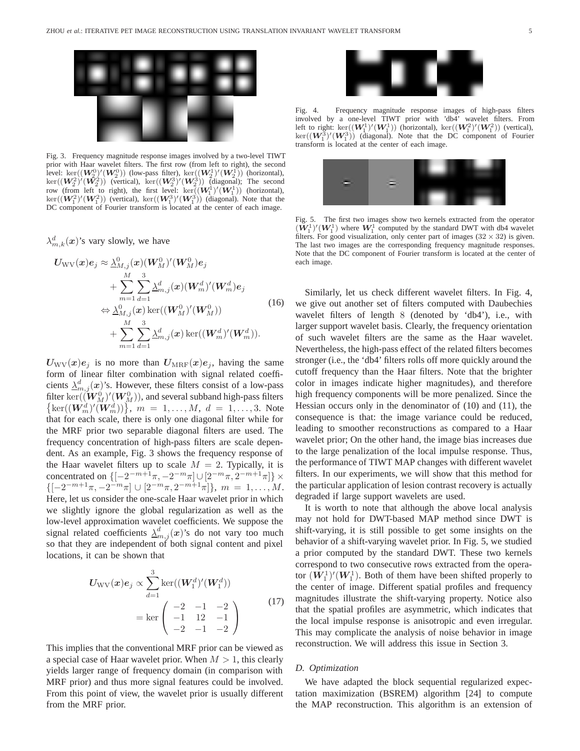Fig. 3. Frequency magnitude response images involved by a two-level TIWT prior with Haar wavelet filters. The first row (from left to right), the second level: $\ker((\boldsymbol{W}_2^0)'(\boldsymbol{W}_2^0))$ (low-pass filter), $\ker((\boldsymbol{W}_2^1)'(\boldsymbol{W}_2^1))$ (horizontal), $\ker((\boldsymbol{W}_2^2)'(\boldsymbol{W}_2^2))$ (vertical), $\ker((\boldsymbol{W}_2^3)'(\boldsymbol{W}_2^3))$ (diagonal); The second row (from left to right), the first level: $\ker((\boldsymbol{W}_1^1)'(\boldsymbol{W}_1^1))$ (horizontal), $\ker((\boldsymbol{W}_1^2)'(\boldsymbol{W}_1^2))$ (vertical), $\ker((\boldsymbol{W}_1^3)'(\boldsymbol{W}_1^3))$ (diagonal). Note that the DC component of Fourier transform is located at the center of each image.

$\lambda_{m,k}^d(\boldsymbol{x})$'s vary slowly, we have

$$
\begin{aligned}
\boldsymbol{U}_{\mathrm{WV}}(\boldsymbol{x})\boldsymbol{e}_j &\approx \underline{\lambda}_{M,j}^0(\boldsymbol{x})(\boldsymbol{W}_M^0)'(\boldsymbol{W}_M^0)\boldsymbol{e}_j \\
&\quad + \sum_{m=1}^{M}\sum_{d=1}^{3}\underline{\lambda}_{m,j}^d(\boldsymbol{x})(\boldsymbol{W}_m^d)'(\boldsymbol{W}_m^d)\boldsymbol{e}_j \\
&\Leftrightarrow \underline{\lambda}_{M,j}^0(\boldsymbol{x})\ker((\boldsymbol{W}_M^0)'(\boldsymbol{W}_M^0)) \\
&\quad + \sum_{m=1}^{M}\sum_{d=1}^{3}\underline{\lambda}_{m,j}^d(\boldsymbol{x})\ker((\boldsymbol{W}_m^d)'(\boldsymbol{W}_m^d)).
\end{aligned} \tag{16}
$$

$\boldsymbol{U}_{\mathrm{WV}}(\boldsymbol{x})\boldsymbol{e}_j$ is no more than $\boldsymbol{U}_{\mathrm{MRF}}(\boldsymbol{x})\boldsymbol{e}_j$, having the same form of linear filter combination with signal related coefficients $\underline{\lambda}_{m,j}^d(\boldsymbol{x})$'s. However, these filters consist of a low-pass filter $\ker((\boldsymbol{W}_M^0)'(\boldsymbol{W}_M^0))$, and several subband high-pass filters $\left\{\ker((\boldsymbol{W}_m^d)'(\boldsymbol{W}_m^d))\right\}$, $m = 1,\ldots,M$, $d = 1,\ldots,3$. Note that for each scale, there is only one diagonal filter while for the MRF prior two separable diagonal filters are used. The frequency concentration of high-pass filters are scale dependent. As an example, Fig. 3 shows the frequency response of the Haar wavelet filters up to scale $M = 2$. Typically, it is concentrated on $\{[-2^{-m+1}\pi, -2^{-m}\pi] \cup [2^{-m}\pi, 2^{-m+1}\pi]\} \times \{[-2^{-m+1}\pi, -2^{-m}\pi] \cup [2^{-m}\pi, 2^{-m+1}\pi]\}$, $m = 1,\ldots,M$. Here, let us consider the one-scale Haar wavelet prior in which we slightly ignore the global regularization as well as the low-level approximation wavelet coefficients. We suppose the signal related coefficients $\underline{\lambda}_{m,j}^d(\boldsymbol{x})$'s do not vary too much so that they are independent of both signal content and pixel locations, it can be shown that

$$
\begin{aligned}
\boldsymbol{U}_{\mathrm{WV}}(\boldsymbol{x})\boldsymbol{e}_j &\propto \sum_{d=1}^{3}\ker((\boldsymbol{W}_1^d)'(\boldsymbol{W}_1^d)) \\
&= \ker\begin{pmatrix} -2 & -1 & -2 \\ -1 & 12 & -1 \\ -2 & -1 & -2 \end{pmatrix}
\end{aligned} \tag{17}
$$

This implies that the conventional MRF prior can be viewed as a special case of Haar wavelet prior. When $M > 1$, this clearly yields larger range of frequency domain (in comparison with MRF prior) and thus more signal features could be involved. From this point of view, the wavelet prior is usually different from the MRF prior.

Fig. 4. Frequency magnitude response images of high-pass filters involved by a one-level TIWT prior with 'db4' wavelet filters. From left to right: $\ker((\boldsymbol{W}_1^1)'(\boldsymbol{W}_1^1))$ (horizontal), $\ker((\boldsymbol{W}_1^2)'(\boldsymbol{W}_1^2))$ (vertical), $\ker((\boldsymbol{W}_1^3)'(\boldsymbol{W}_1^3))$ (diagonal). Note that the DC component of Fourier transform is located at the center of each image.

Fig. 5. The first two images show two kernels extracted from the operator $(\boldsymbol{W}_1^1)'(\boldsymbol{W}_1^1)$ where $\boldsymbol{W}_1^1$ computed by the standard DWT with db4 wavelet filters. For good visualization, only center part of images ($32 \times 32$) is given. The last two images are the corresponding frequency magnitude responses. Note that the DC component of Fourier transform is located at the center of each image.

Similarly, let us check different wavelet filters. In Fig. 4, we give out another set of filters computed with Daubechies wavelet filters of length 8 (denoted by 'db4'), i.e., with larger support wavelet basis. Clearly, the frequency orientation of such wavelet filters are the same as the Haar wavelet. Nevertheless, the high-pass effect of the related filters becomes stronger (i.e., the 'db4' filters rolls off more quickly around the cutoff frequency than the Haar filters. Note that the brighter color in images indicate higher magnitudes), and therefore high frequency components will be more penalized. Since the Hessian occurs only in the denominator of (10) and (11), the consequence is that: the image variance could be reduced, leading to smoother reconstructions as compared to a Haar wavelet prior; On the other hand, the image bias increases due to the large penalization of the local impulse response. Thus, the performance of TIWT MAP changes with different wavelet filters. In our experiments, we will show that this method for the particular application of lesion contrast recovery is actually degraded if large support wavelets are used.

It is worth to note that although the above local analysis may not hold for DWT-based MAP method since DWT is shift-varying, it is still possible to get some insights on the behavior of a shift-varying wavelet prior. In Fig. 5, we studied a prior computed by the standard DWT. These two kernels correspond to two consecutive rows extracted from the operator $(\boldsymbol{W}_1^1)'(\boldsymbol{W}_1^1)$. Both of them have been shifted properly to the center of image. Different spatial profiles and frequency magnitudes illustrate the shift-varying property. Notice also that the spatial profiles are asymmetric, which indicates that the local impulse response is anisotropic and even irregular. This may complicate the analysis of noise behavior in image reconstruction. We will address this issue in Section 3.

### *D. Optimization*

We have adapted the block sequential regularized expectation maximization (BSREM) algorithm [24] to compute the MAP reconstruction. This algorithm is an extension of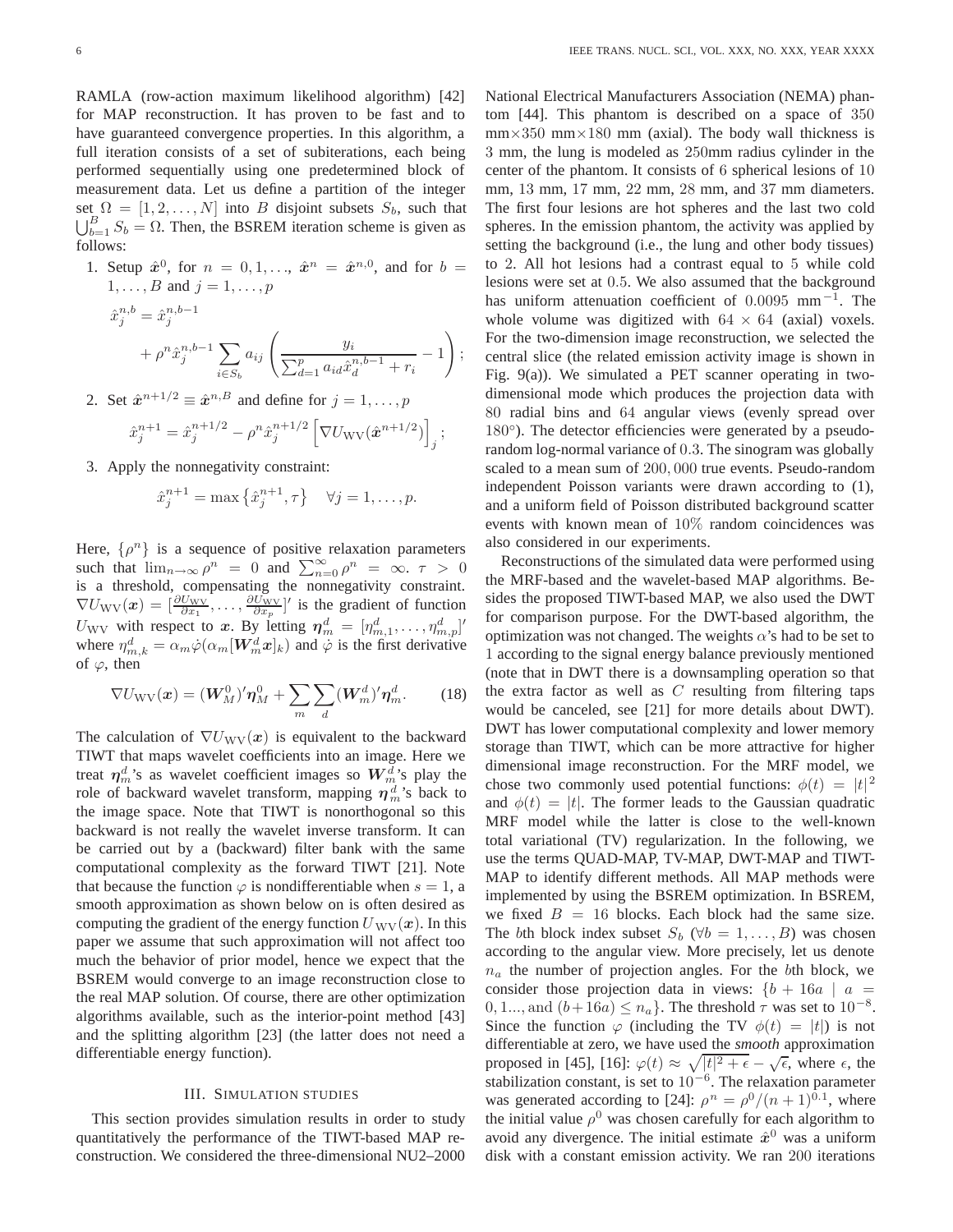RAMLA (row-action maximum likelihood algorithm) [42] for MAP reconstruction. It has proven to be fast and to have guaranteed convergence properties. In this algorithm, a full iteration consists of a set of subiterations, each being performed sequentially using one predetermined block of measurement data. Let us define a partition of the integer set $\Omega = [1, 2, \ldots, N]$ into $B$ disjoint subsets $S_b$, such that $\bigcup_{b=1}^{B} S_b = \Omega$. Then, the BSREM iteration scheme is given as follows:

1. Setup $\hat{\boldsymbol{x}}^0$, for $n = 0, 1, \ldots$, $\hat{\boldsymbol{x}}^n = \hat{\boldsymbol{x}}^{n,0}$, and for $b = 1, \ldots, B$ and $j = 1, \ldots, p$
$$\hat{x}_j^{n,b} = \hat{x}_j^{n,b-1} + \rho^n \hat{x}_j^{n,b-1} \sum_{i \in S_b} a_{ij} \left( \frac{y_i}{\sum_{d=1}^{p} a_{id} \hat{x}_d^{n,b-1} + r_i} - 1 \right);$$
2. Set $\hat{\boldsymbol{x}}^{n+1/2} \equiv \hat{\boldsymbol{x}}^{n,B}$ and define for $j = 1, \ldots, p$
$$\hat{x}_j^{n+1} = \hat{x}_j^{n+1/2} - \rho^n \hat{x}_j^{n+1/2} \left[ \nabla U_{\mathrm{WV}}(\hat{\boldsymbol{x}}^{n+1/2}) \right]_j;$$
3. Apply the nonnegativity constraint:
$$\hat{x}_j^{n+1} = \max\left\{ \hat{x}_j^{n+1}, \tau \right\} \quad \forall j = 1, \ldots, p.$$

Here, $\{\rho^n\}$ is a sequence of positive relaxation parameters such that $\lim_{n\to\infty} \rho^n = 0$ and $\sum_{n=0}^{\infty} \rho^n = \infty$. $\tau > 0$ is a threshold, compensating the nonnegativity constraint. $\nabla U_{\mathrm{WV}}(\boldsymbol{x}) = [\frac{\partial U_{\mathrm{WV}}}{\partial x_1}, \ldots, \frac{\partial U_{\mathrm{WV}}}{\partial x_p}]'$ is the gradient of function $U_{\mathrm{WV}}$ with respect to $\boldsymbol{x}$. By letting $\boldsymbol{\eta}_m^d = [\eta_{m,1}^d, \ldots, \eta_{m,p}^d]'$ where $\eta_{m,k}^d = \alpha_m \dot{\varphi}(\alpha_m [\boldsymbol{W}_m^d \boldsymbol{x}]_k)$ and $\dot{\varphi}$ is the first derivative of $\varphi$, then

$$\nabla U_{\mathrm{WV}}(\boldsymbol{x}) = (\boldsymbol{W}_M^0)' \boldsymbol{\eta}_M^0 + \sum_m \sum_d (\boldsymbol{W}_m^d)' \boldsymbol{\eta}_m^d. \quad (18)$$

The calculation of $\nabla U_{\mathrm{WV}}(\boldsymbol{x})$ is equivalent to the backward TIWT that maps wavelet coefficients into an image. Here we treat $\boldsymbol{\eta}_m^d$'s as wavelet coefficient images so $\boldsymbol{W}_m^d$'s play the role of backward wavelet transform, mapping $\boldsymbol{\eta}_m^d$'s back to the image space. Note that TIWT is nonorthogonal so this backward is not really the wavelet inverse transform. It can be carried out by a (backward) filter bank with the same computational complexity as the forward TIWT [21]. Note that because the function $\varphi$ is nondifferentiable when $s = 1$, a smooth approximation as shown below on is often desired as computing the gradient of the energy function $U_{\mathrm{WV}}(\boldsymbol{x})$. In this paper we assume that such approximation will not affect too much the behavior of prior model, hence we expect that the BSREM would converge to an image reconstruction close to the real MAP solution. Of course, there are other optimization algorithms available, such as the interior-point method [43] and the splitting algorithm [23] (the latter does not need a differentiable energy function).

## III. Simulation studies

This section provides simulation results in order to study quantitatively the performance of the TIWT-based MAP reconstruction. We considered the three-dimensional NU2–2000 National Electrical Manufacturers Association (NEMA) phantom [44]. This phantom is described on a space of 350 mm×350 mm×180 mm (axial). The body wall thickness is 3 mm, the lung is modeled as 250mm radius cylinder in the center of the phantom. It consists of 6 spherical lesions of 10 mm, 13 mm, 17 mm, 22 mm, 28 mm, and 37 mm diameters. The first four lesions are hot spheres and the last two cold spheres. In the emission phantom, the activity was applied by setting the background (i.e., the lung and other body tissues) to 2. All hot lesions had a contrast equal to 5 while cold lesions were set at 0.5. We also assumed that the background has uniform attenuation coefficient of 0.0095 mm$^{-1}$. The whole volume was digitized with $64 \times 64$ (axial) voxels. For the two-dimension image reconstruction, we selected the central slice (the related emission activity image is shown in Fig. 9(a)). We simulated a PET scanner operating in two-dimensional mode which produces the projection data with 80 radial bins and 64 angular views (evenly spread over 180°). The detector efficiencies were generated by a pseudo-random log-normal variance of 0.3. The sinogram was globally scaled to a mean sum of 200,000 true events. Pseudo-random independent Poisson variants were drawn according to (1), and a uniform field of Poisson distributed background scatter events with known mean of 10% random coincidences was also considered in our experiments.

Reconstructions of the simulated data were performed using the MRF-based and the wavelet-based MAP algorithms. Besides the proposed TIWT-based MAP, we also used the DWT for comparison purpose. For the DWT-based algorithm, the optimization was not changed. The weights $\alpha$'s had to be set to 1 according to the signal energy balance previously mentioned (note that in DWT there is a downsampling operation so that the extra factor as well as $C$ resulting from filtering taps would be canceled, see [21] for more details about DWT). DWT has lower computational complexity and lower memory storage than TIWT, which can be more attractive for higher dimensional image reconstruction. For the MRF model, we chose two commonly used potential functions: $\phi(t) = |t|^2$ and $\phi(t) = |t|$. The former leads to the Gaussian quadratic MRF model while the latter is close to the well-known total variational (TV) regularization. In the following, we use the terms QUAD-MAP, TV-MAP, DWT-MAP and TIWT-MAP to identify different methods. All MAP methods were implemented by using the BSREM optimization. In BSREM, we fixed $B = 16$ blocks. Each block had the same size. The $b$th block index subset $S_b$ ($\forall b = 1, \ldots, B$) was chosen according to the angular view. More precisely, let us denote $n_a$ the number of projection angles. For the $b$th block, we consider those projection data in views: $\{b + 16a \mid a = 0, 1..., \text{and } (b + 16a) \leq n_a\}$. The threshold $\tau$ was set to $10^{-8}$. Since the function $\varphi$ (including the TV $\phi(t) = |t|$) is not differentiable at zero, we have used the *smooth* approximation proposed in [45], [16]: $\varphi(t) \approx \sqrt{|t|^2 + \epsilon} - \sqrt{\epsilon}$, where $\epsilon$, the stabilization constant, is set to $10^{-6}$. The relaxation parameter was generated according to [24]: $\rho^n = \rho^0/(n+1)^{0.1}$, where the initial value $\rho^0$ was chosen carefully for each algorithm to avoid any divergence. The initial estimate $\hat{\boldsymbol{x}}^0$ was a uniform disk with a constant emission activity. We ran 200 iterations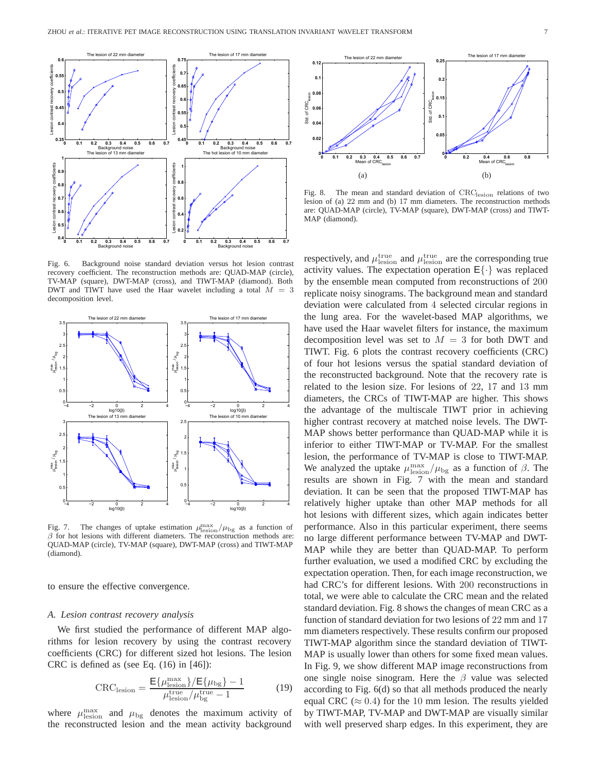Fig. 6. Background noise standard deviation versus hot lesion contrast recovery coefficient. The reconstruction methods are: QUAD-MAP (circle), TV-MAP (square), DWT-MAP (cross), and TIWT-MAP (diamond). Both DWT and TIWT have used the Haar wavelet including a total $M = 3$ decomposition level.

Fig. 7. The changes of uptake estimation $\mu_{\text{lesion}}^{\max}/\mu_{\text{bg}}$ as a function of $\beta$ for hot lesions with different diameters. The reconstruction methods are: QUAD-MAP (circle), TV-MAP (square), DWT-MAP (cross) and TIWT-MAP (diamond).

Fig. 8. The mean and standard deviation of $\text{CRC}_{\text{lesion}}$ relations of two lesion of (a) 22 mm and (b) 17 mm diameters. The reconstruction methods are: QUAD-MAP (circle), TV-MAP (square), DWT-MAP (cross) and TIWT-MAP (diamond).

to ensure the effective convergence.

### *A. Lesion contrast recovery analysis*

We first studied the performance of different MAP algorithms for lesion recovery by using the contrast recovery coefficients (CRC) for different sized hot lesions. The lesion CRC is defined as (see Eq. (16) in [46]):

$$\text{CRC}_{\text{lesion}} = \frac{\mathsf{E}\{\mu_{\text{lesion}}^{\max}\}/\mathsf{E}\{\mu_{\text{bg}}\} - 1}{\mu_{\text{lesion}}^{\text{true}}/\mu_{\text{bg}}^{\text{true}} - 1} \tag{19}$$

where $\mu_{\text{lesion}}^{\max}$ and $\mu_{\text{bg}}$ denotes the maximum activity of the reconstructed lesion and the mean activity background respectively, and $\mu_{\text{lesion}}^{\text{true}}$ and $\mu_{\text{lesion}}^{\text{true}}$ are the corresponding true activity values. The expectation operation $\mathsf{E}\{\cdot\}$ was replaced by the ensemble mean computed from reconstructions of 200 replicate noisy sinograms. The background mean and standard deviation were calculated from 4 selected circular regions in the lung area. For the wavelet-based MAP algorithms, we have used the Haar wavelet filters for instance, the maximum decomposition level was set to $M = 3$ for both DWT and TIWT. Fig. 6 plots the contrast recovery coefficients (CRC) of four hot lesions versus the spatial standard deviation of the reconstructed background. Note that the recovery rate is related to the lesion size. For lesions of 22, 17 and 13 mm diameters, the CRCs of TIWT-MAP are higher. This shows the advantage of the multiscale TIWT prior in achieving higher contrast recovery at matched noise levels. The DWT-MAP shows better performance than QUAD-MAP while it is inferior to either TIWT-MAP or TV-MAP. For the smallest lesion, the performance of TV-MAP is close to TIWT-MAP. We analyzed the uptake $\mu_{\text{lesion}}^{\max}/\mu_{\text{bg}}$ as a function of $\beta$. The results are shown in Fig. 7 with the mean and standard deviation. It can be seen that the proposed TIWT-MAP has relatively higher uptake than other MAP methods for all hot lesions with different sizes, which again indicates better performance. Also in this particular experiment, there seems no large different performance between TV-MAP and DWT-MAP while they are better than QUAD-MAP. To perform further evaluation, we used a modified CRC by excluding the expectation operation. Then, for each image reconstruction, we had CRC's for different lesions. With 200 reconstructions in total, we were able to calculate the CRC mean and the related standard deviation. Fig. 8 shows the changes of mean CRC as a function of standard deviation for two lesions of 22 mm and 17 mm diameters respectively. These results confirm our proposed TIWT-MAP algorithm since the standard deviation of TIWT-MAP is usually lower than others for some fixed mean values. In Fig. 9, we show different MAP image reconstructions from one single noise sinogram. Here the $\beta$ value was selected according to Fig. 6(d) so that all methods produced the nearly equal CRC ($\approx 0.4$) for the 10 mm lesion. The results yielded by TIWT-MAP, TV-MAP and DWT-MAP are visually similar with well preserved sharp edges. In this experiment, they are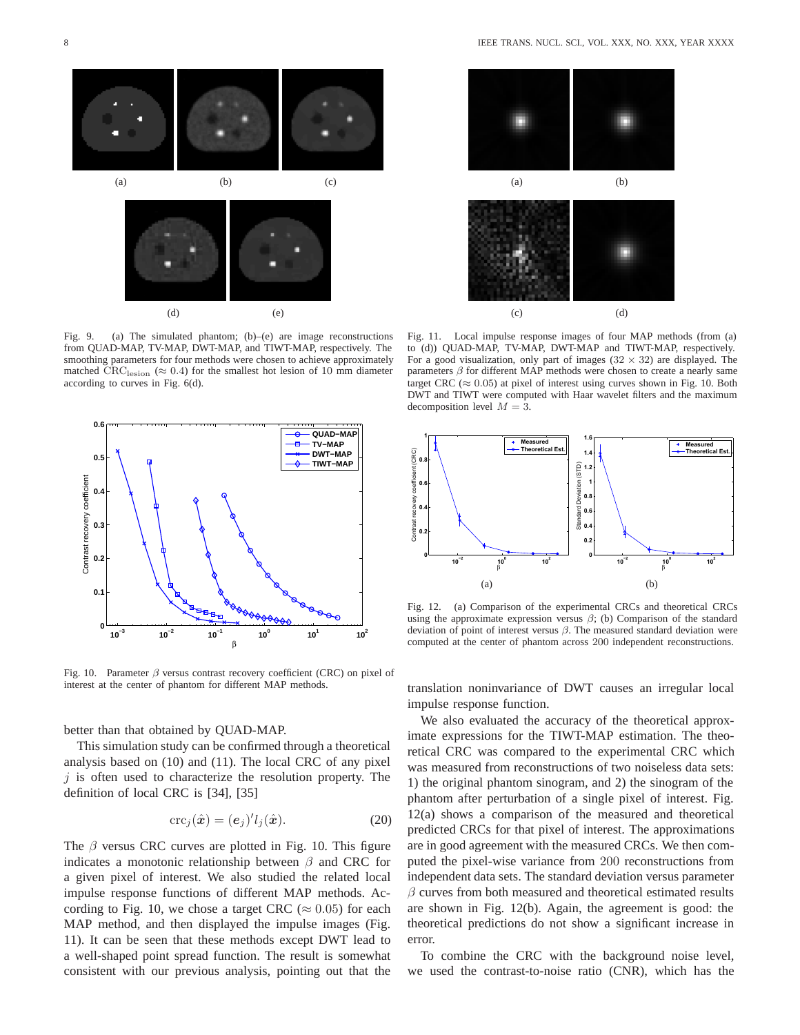Fig. 9. (a) The simulated phantom; (b)–(e) are image reconstructions from QUAD-MAP, TV-MAP, DWT-MAP, and TIWT-MAP, respectively. The smoothing parameters for four methods were chosen to achieve approximately matched $\mathrm{CRC}_{\mathrm{lesion}}$ ($\approx 0.4$) for the smallest hot lesion of 10 mm diameter according to curves in Fig. 6(d).

Fig. 10. Parameter $\beta$ versus contrast recovery coefficient (CRC) on pixel of interest at the center of phantom for different MAP methods.

better than that obtained by QUAD-MAP.

This simulation study can be confirmed through a theoretical analysis based on (10) and (11). The local CRC of any pixel $j$ is often used to characterize the resolution property. The definition of local CRC is [34], [35]

$$\mathrm{crc}_j(\hat{\boldsymbol{x}}) = (\boldsymbol{e}_j)' l_j(\hat{\boldsymbol{x}}). \tag{20}$$

The $\beta$ versus CRC curves are plotted in Fig. 10. This figure indicates a monotonic relationship between $\beta$ and CRC for a given pixel of interest. We also studied the related local impulse response functions of different MAP methods. According to Fig. 10, we chose a target CRC ($\approx 0.05$) for each MAP method, and then displayed the impulse images (Fig. 11). It can be seen that these methods except DWT lead to a well-shaped point spread function. The result is somewhat consistent with our previous analysis, pointing out that the translation noninvariance of DWT causes an irregular local impulse response function.

Fig. 11. Local impulse response images of four MAP methods (from (a) to (d)) QUAD-MAP, TV-MAP, DWT-MAP and TIWT-MAP, respectively. For a good visualization, only part of images ($32 \times 32$) are displayed. The parameters $\beta$ for different MAP methods were chosen to create a nearly same target CRC ($\approx 0.05$) at pixel of interest using curves shown in Fig. 10. Both DWT and TIWT were computed with Haar wavelet filters and the maximum decomposition level $M = 3$.

Fig. 12. (a) Comparison of the experimental CRCs and theoretical CRCs using the approximate expression versus $\beta$; (b) Comparison of the standard deviation of point of interest versus $\beta$. The measured standard deviation were computed at the center of phantom across 200 independent reconstructions.

We also evaluated the accuracy of the theoretical approximate expressions for the TIWT-MAP estimation. The theoretical CRC was compared to the experimental CRC which was measured from reconstructions of two noiseless data sets: 1) the original phantom sinogram, and 2) the sinogram of the phantom after perturbation of a single pixel of interest. Fig. 12(a) shows a comparison of the measured and theoretical predicted CRCs for that pixel of interest. The approximations are in good agreement with the measured CRCs. We then computed the pixel-wise variance from 200 reconstructions from independent data sets. The standard deviation versus parameter $\beta$ curves from both measured and theoretical estimated results are shown in Fig. 12(b). Again, the agreement is good: the theoretical predictions do not show a significant increase in error.

To combine the CRC with the background noise level, we used the contrast-to-noise ratio (CNR), which has the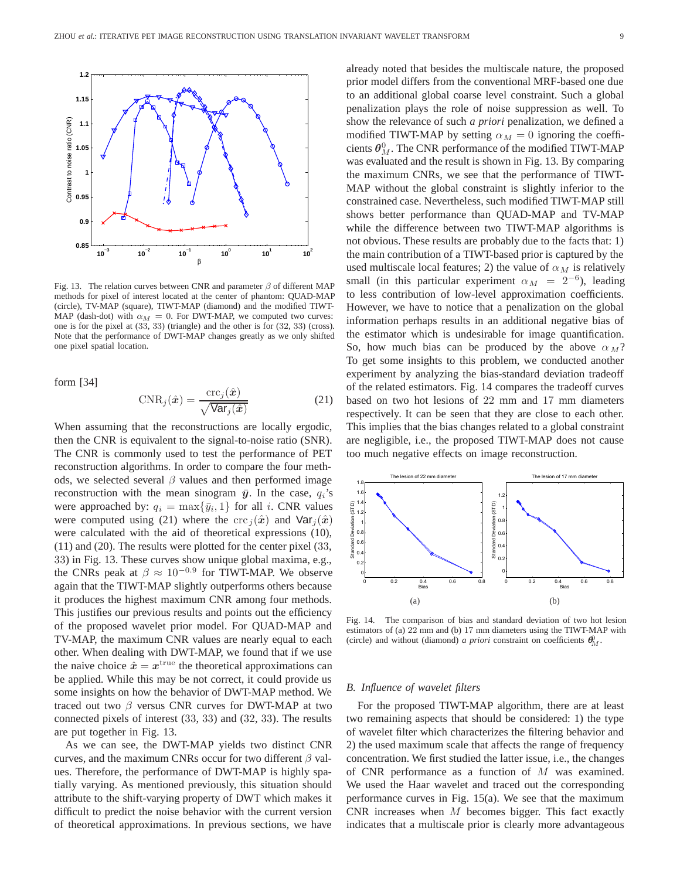Fig. 13. The relation curves between CNR and parameter $\beta$ of different MAP methods for pixel of interest located at the center of phantom: QUAD-MAP (circle), TV-MAP (square), TIWT-MAP (diamond) and the modified TIWT-MAP (dash-dot) with $\alpha_M = 0$. For DWT-MAP, we computed two curves: one is for the pixel at (33, 33) (triangle) and the other is for (32, 33) (cross). Note that the performance of DWT-MAP changes greatly as we only shifted one pixel spatial location.

form [34]

$$\mathrm{CNR}_j(\hat{\boldsymbol{x}}) = \frac{\mathrm{crc}_j(\hat{\boldsymbol{x}})}{\sqrt{\mathsf{Var}_j(\hat{\boldsymbol{x}})}} \tag{21}$$

When assuming that the reconstructions are locally ergodic, then the CNR is equivalent to the signal-to-noise ratio (SNR). The CNR is commonly used to test the performance of PET reconstruction algorithms. In order to compare the four methods, we selected several $\beta$ values and then performed image reconstruction with the mean sinogram $\bar{\boldsymbol{y}}$. In the case, $q_i$'s were approached by: $q_i = \max\{\bar{y}_i, 1\}$ for all $i$. CNR values were computed using (21) where the $\mathrm{crc}_j(\hat{\boldsymbol{x}})$ and $\mathsf{Var}_j(\hat{\boldsymbol{x}})$ were calculated with the aid of theoretical expressions (10), (11) and (20). The results were plotted for the center pixel (33, 33) in Fig. 13. These curves show unique global maxima, e.g., the CNRs peak at $\beta \approx 10^{-0.9}$ for TIWT-MAP. We observe again that the TIWT-MAP slightly outperforms others because it produces the highest maximum CNR among four methods. This justifies our previous results and points out the efficiency of the proposed wavelet prior model. For QUAD-MAP and TV-MAP, the maximum CNR values are nearly equal to each other. When dealing with DWT-MAP, we found that if we use the naive choice $\hat{\boldsymbol{x}} = \boldsymbol{x}^{\mathrm{true}}$ the theoretical approximations can be applied. While this may be not correct, it could provide us some insights on how the behavior of DWT-MAP method. We traced out two $\beta$ versus CNR curves for DWT-MAP at two connected pixels of interest (33, 33) and (32, 33). The results are put together in Fig. 13.

As we can see, the DWT-MAP yields two distinct CNR curves, and the maximum CNRs occur for two different $\beta$ values. Therefore, the performance of DWT-MAP is highly spatially varying. As mentioned previously, this situation should attribute to the shift-varying property of DWT which makes it difficult to predict the noise behavior with the current version of theoretical approximations. In previous sections, we have already noted that besides the multiscale nature, the proposed prior model differs from the conventional MRF-based one due to an additional global coarse level constraint. Such a global penalization plays the role of noise suppression as well. To show the relevance of such *a priori* penalization, we defined a modified TIWT-MAP by setting $\alpha_M = 0$ ignoring the coefficients $\boldsymbol{\theta}_M^0$. The CNR performance of the modified TIWT-MAP was evaluated and the result is shown in Fig. 13. By comparing the maximum CNRs, we see that the performance of TIWT-MAP without the global constraint is slightly inferior to the constrained case. Nevertheless, such modified TIWT-MAP still shows better performance than QUAD-MAP and TV-MAP while the difference between two TIWT-MAP algorithms is not obvious. These results are probably due to the facts that: 1) the main contribution of a TIWT-based prior is captured by the used multiscale local features; 2) the value of $\alpha_M$ is relatively small (in this particular experiment $\alpha_M = 2^{-6}$), leading to less contribution of low-level approximation coefficients. However, we have to notice that a penalization on the global information perhaps results in an additional negative bias of the estimator which is undesirable for image quantification. So, how much bias can be produced by the above $\alpha_M$? To get some insights to this problem, we conducted another experiment by analyzing the bias-standard deviation tradeoff of the related estimators. Fig. 14 compares the tradeoff curves based on two hot lesions of 22 mm and 17 mm diameters respectively. It can be seen that they are close to each other. This implies that the bias changes related to a global constraint are negligible, i.e., the proposed TIWT-MAP does not cause too much negative effects on image reconstruction.

Fig. 14. The comparison of bias and standard deviation of two hot lesion estimators of (a) 22 mm and (b) 17 mm diameters using the TIWT-MAP with (circle) and without (diamond) *a priori* constraint on coefficients $\boldsymbol{\theta}_M^0$.

### B. Influence of wavelet filters

For the proposed TIWT-MAP algorithm, there are at least two remaining aspects that should be considered: 1) the type of wavelet filter which characterizes the filtering behavior and 2) the used maximum scale that affects the range of frequency concentration. We first studied the latter issue, i.e., the changes of CNR performance as a function of $M$ was examined. We used the Haar wavelet and traced out the corresponding performance curves in Fig. 15(a). We see that the maximum CNR increases when $M$ becomes bigger. This fact exactly indicates that a multiscale prior is clearly more advantageous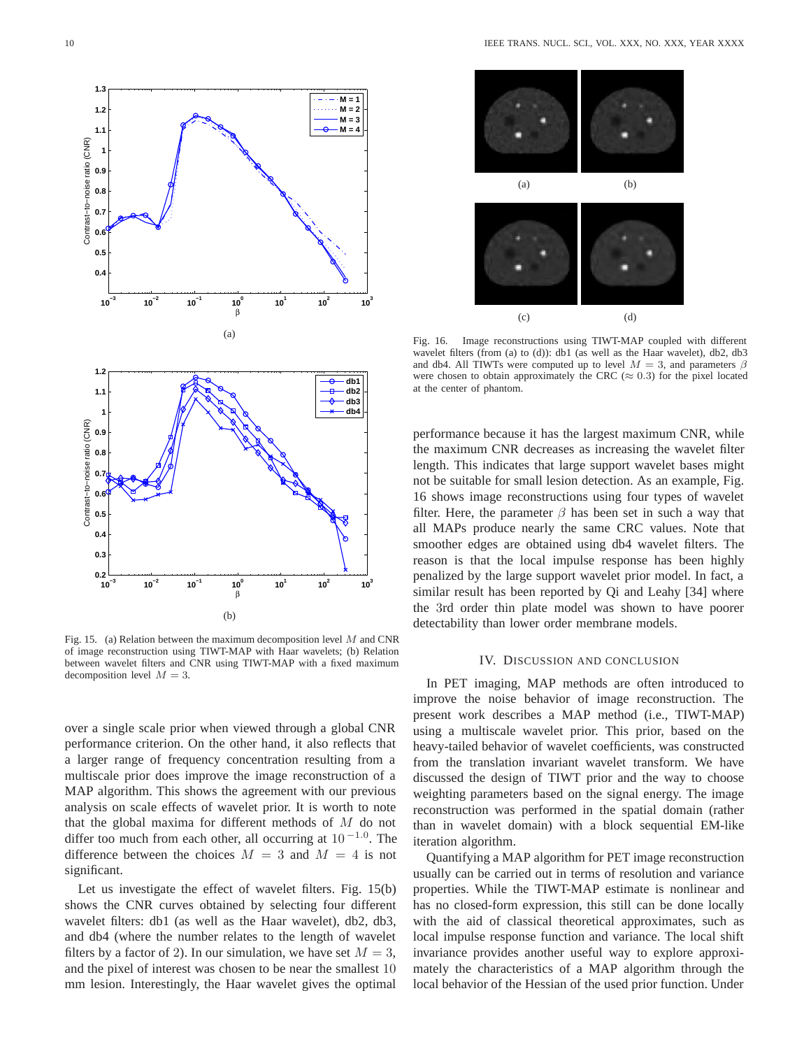Fig. 15. (a) Relation between the maximum decomposition level $M$ and CNR of image reconstruction using TIWT-MAP with Haar wavelets; (b) Relation between wavelet filters and CNR using TIWT-MAP with a fixed maximum decomposition level $M = 3$.

Fig. 16. Image reconstructions using TIWT-MAP coupled with different wavelet filters (from (a) to (d)): db1 (as well as the Haar wavelet), db2, db3 and db4. All TIWTs were computed up to level $M = 3$, and parameters $\beta$ were chosen to obtain approximately the CRC ($\approx 0.3$) for the pixel located at the center of phantom.

over a single scale prior when viewed through a global CNR performance criterion. On the other hand, it also reflects that a larger range of frequency concentration resulting from a multiscale prior does improve the image reconstruction of a MAP algorithm. This shows the agreement with our previous analysis on scale effects of wavelet prior. It is worth to note that the global maxima for different methods of $M$ do not differ too much from each other, all occurring at $10^{-1.0}$. The difference between the choices $M = 3$ and $M = 4$ is not significant.

Let us investigate the effect of wavelet filters. Fig. 15(b) shows the CNR curves obtained by selecting four different wavelet filters: db1 (as well as the Haar wavelet), db2, db3, and db4 (where the number relates to the length of wavelet filters by a factor of 2). In our simulation, we have set $M = 3$, and the pixel of interest was chosen to be near the smallest 10 mm lesion. Interestingly, the Haar wavelet gives the optimal performance because it has the largest maximum CNR, while the maximum CNR decreases as increasing the wavelet filter length. This indicates that large support wavelet bases might not be suitable for small lesion detection. As an example, Fig. 16 shows image reconstructions using four types of wavelet filter. Here, the parameter $\beta$ has been set in such a way that all MAPs produce nearly the same CRC values. Note that smoother edges are obtained using db4 wavelet filters. The reason is that the local impulse response has been highly penalized by the large support wavelet prior model. In fact, a similar result has been reported by Qi and Leahy [34] where the 3rd order thin plate model was shown to have poorer detectability than lower order membrane models.

## IV. Discussion and Conclusion

In PET imaging, MAP methods are often introduced to improve the noise behavior of image reconstruction. The present work describes a MAP method (i.e., TIWT-MAP) using a multiscale wavelet prior. This prior, based on the heavy-tailed behavior of wavelet coefficients, was constructed from the translation invariant wavelet transform. We have discussed the design of TIWT prior and the way to choose weighting parameters based on the signal energy. The image reconstruction was performed in the spatial domain (rather than in wavelet domain) with a block sequential EM-like iteration algorithm.

Quantifying a MAP algorithm for PET image reconstruction usually can be carried out in terms of resolution and variance properties. While the TIWT-MAP estimate is nonlinear and has no closed-form expression, this still can be done locally with the aid of classical theoretical approximates, such as local impulse response function and variance. The local shift invariance provides another useful way to explore approximately the characteristics of a MAP algorithm through the local behavior of the Hessian of the used prior function. Under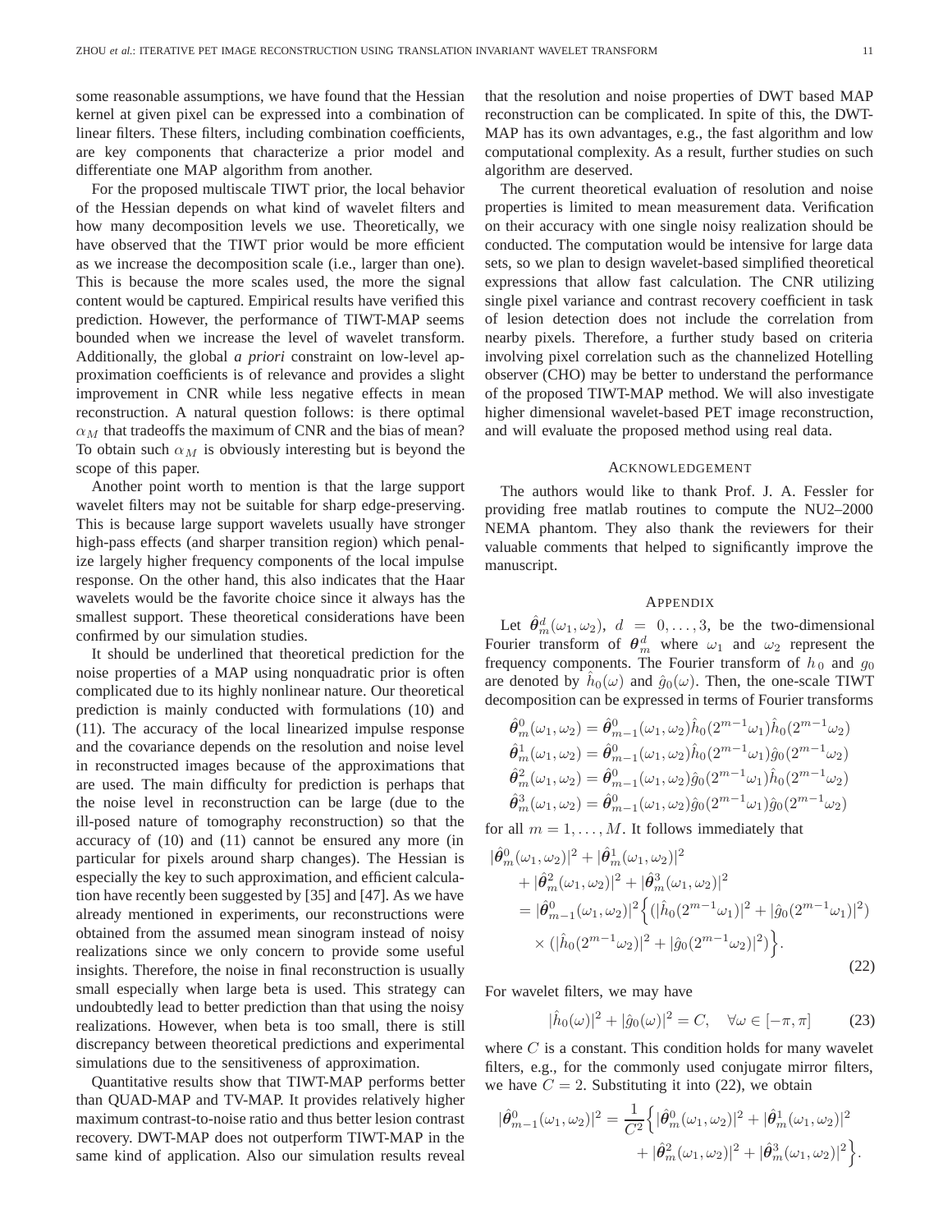some reasonable assumptions, we have found that the Hessian kernel at given pixel can be expressed into a combination of linear filters. These filters, including combination coefficients, are key components that characterize a prior model and differentiate one MAP algorithm from another.

For the proposed multiscale TIWT prior, the local behavior of the Hessian depends on what kind of wavelet filters and how many decomposition levels we use. Theoretically, we have observed that the TIWT prior would be more efficient as we increase the decomposition scale (i.e., larger than one). This is because the more scales used, the more the signal content would be captured. Empirical results have verified this prediction. However, the performance of TIWT-MAP seems bounded when we increase the level of wavelet transform. Additionally, the global *a priori* constraint on low-level approximation coefficients is of relevance and provides a slight improvement in CNR while less negative effects in mean reconstruction. A natural question follows: is there optimal $\alpha_M$ that tradeoffs the maximum of CNR and the bias of mean? To obtain such $\alpha_M$ is obviously interesting but is beyond the scope of this paper.

Another point worth to mention is that the large support wavelet filters may not be suitable for sharp edge-preserving. This is because large support wavelets usually have stronger high-pass effects (and sharper transition region) which penalize largely higher frequency components of the local impulse response. On the other hand, this also indicates that the Haar wavelets would be the favorite choice since it always has the smallest support. These theoretical considerations have been confirmed by our simulation studies.

It should be underlined that theoretical prediction for the noise properties of a MAP using nonquadratic prior is often complicated due to its highly nonlinear nature. Our theoretical prediction is mainly conducted with formulations (10) and (11). The accuracy of the local linearized impulse response and the covariance depends on the resolution and noise level in reconstructed images because of the approximations that are used. The main difficulty for prediction is perhaps that the noise level in reconstruction can be large (due to the ill-posed nature of tomography reconstruction) so that the accuracy of (10) and (11) cannot be ensured any more (in particular for pixels around sharp changes). The Hessian is especially the key to such approximation, and efficient calculation have recently been suggested by [35] and [47]. As we have already mentioned in experiments, our reconstructions were obtained from the assumed mean sinogram instead of noisy realizations since we only concern to provide some useful insights. Therefore, the noise in final reconstruction is usually small especially when large beta is used. This strategy can undoubtedly lead to better prediction than that using the noisy realizations. However, when beta is too small, there is still discrepancy between theoretical predictions and experimental simulations due to the sensitiveness of approximation.

Quantitative results show that TIWT-MAP performs better than QUAD-MAP and TV-MAP. It provides relatively higher maximum contrast-to-noise ratio and thus better lesion contrast recovery. DWT-MAP does not outperform TIWT-MAP in the same kind of application. Also our simulation results reveal that the resolution and noise properties of DWT based MAP reconstruction can be complicated. In spite of this, the DWT-MAP has its own advantages, e.g., the fast algorithm and low computational complexity. As a result, further studies on such algorithm are deserved.

The current theoretical evaluation of resolution and noise properties is limited to mean measurement data. Verification on their accuracy with one single noisy realization should be conducted. The computation would be intensive for large data sets, so we plan to design wavelet-based simplified theoretical expressions that allow fast calculation. The CNR utilizing single pixel variance and contrast recovery coefficient in task of lesion detection does not include the correlation from nearby pixels. Therefore, a further study based on criteria involving pixel correlation such as the channelized Hotelling observer (CHO) may be better to understand the performance of the proposed TIWT-MAP method. We will also investigate higher dimensional wavelet-based PET image reconstruction, and will evaluate the proposed method using real data.

## Acknowledgement

The authors would like to thank Prof. J. A. Fessler for providing free matlab routines to compute the NU2–2000 NEMA phantom. They also thank the reviewers for their valuable comments that helped to significantly improve the manuscript.

## Appendix

Let $\hat{\boldsymbol{\theta}}_m^d(\omega_1,\omega_2)$, $d = 0,\ldots,3$, be the two-dimensional Fourier transform of $\boldsymbol{\theta}_m^d$ where $\omega_1$ and $\omega_2$ represent the frequency components. The Fourier transform of $h_0$ and $g_0$ are denoted by $\hat{h}_0(\omega)$ and $\hat{g}_0(\omega)$. Then, the one-scale TIWT decomposition can be expressed in terms of Fourier transforms

$$
\begin{aligned}
\hat{\boldsymbol{\theta}}_m^0(\omega_1,\omega_2) &= \hat{\boldsymbol{\theta}}_{m-1}^0(\omega_1,\omega_2)\hat{h}_0(2^{m-1}\omega_1)\hat{h}_0(2^{m-1}\omega_2)\\
\hat{\boldsymbol{\theta}}_m^1(\omega_1,\omega_2) &= \hat{\boldsymbol{\theta}}_{m-1}^0(\omega_1,\omega_2)\hat{h}_0(2^{m-1}\omega_1)\hat{g}_0(2^{m-1}\omega_2)\\
\hat{\boldsymbol{\theta}}_m^2(\omega_1,\omega_2) &= \hat{\boldsymbol{\theta}}_{m-1}^0(\omega_1,\omega_2)\hat{g}_0(2^{m-1}\omega_1)\hat{h}_0(2^{m-1}\omega_2)\\
\hat{\boldsymbol{\theta}}_m^3(\omega_1,\omega_2) &= \hat{\boldsymbol{\theta}}_{m-1}^0(\omega_1,\omega_2)\hat{g}_0(2^{m-1}\omega_1)\hat{g}_0(2^{m-1}\omega_2)
\end{aligned}
$$

for all $m = 1,\ldots,M$. It follows immediately that

$$
\begin{aligned}
&|\hat{\boldsymbol{\theta}}_m^0(\omega_1,\omega_2)|^2 + |\hat{\boldsymbol{\theta}}_m^1(\omega_1,\omega_2)|^2\\
&\quad + |\hat{\boldsymbol{\theta}}_m^2(\omega_1,\omega_2)|^2 + |\hat{\boldsymbol{\theta}}_m^3(\omega_1,\omega_2)|^2\\
&\quad = |\hat{\boldsymbol{\theta}}_{m-1}^0(\omega_1,\omega_2)|^2\Big\{(|\hat{h}_0(2^{m-1}\omega_1)|^2 + |\hat{g}_0(2^{m-1}\omega_1)|^2)\\
&\qquad \times (|\hat{h}_0(2^{m-1}\omega_2)|^2 + |\hat{g}_0(2^{m-1}\omega_2)|^2)\Big\}.
\end{aligned}
\tag{22}
$$

For wavelet filters, we may have

$$
|\hat{h}_0(\omega)|^2 + |\hat{g}_0(\omega)|^2 = C, \quad \forall\omega\in[-\pi,\pi] \tag{23}
$$

where $C$ is a constant. This condition holds for many wavelet filters, e.g., for the commonly used conjugate mirror filters, we have $C = 2$. Substituting it into (22), we obtain

$$
\begin{aligned}
|\hat{\boldsymbol{\theta}}_{m-1}^0(\omega_1,\omega_2)|^2 = \frac{1}{C^2}\Big\{&|\hat{\boldsymbol{\theta}}_m^0(\omega_1,\omega_2)|^2 + |\hat{\boldsymbol{\theta}}_m^1(\omega_1,\omega_2)|^2\\
&+ |\hat{\boldsymbol{\theta}}_m^2(\omega_1,\omega_2)|^2 + |\hat{\boldsymbol{\theta}}_m^3(\omega_1,\omega_2)|^2\Big\}.
\end{aligned}
$$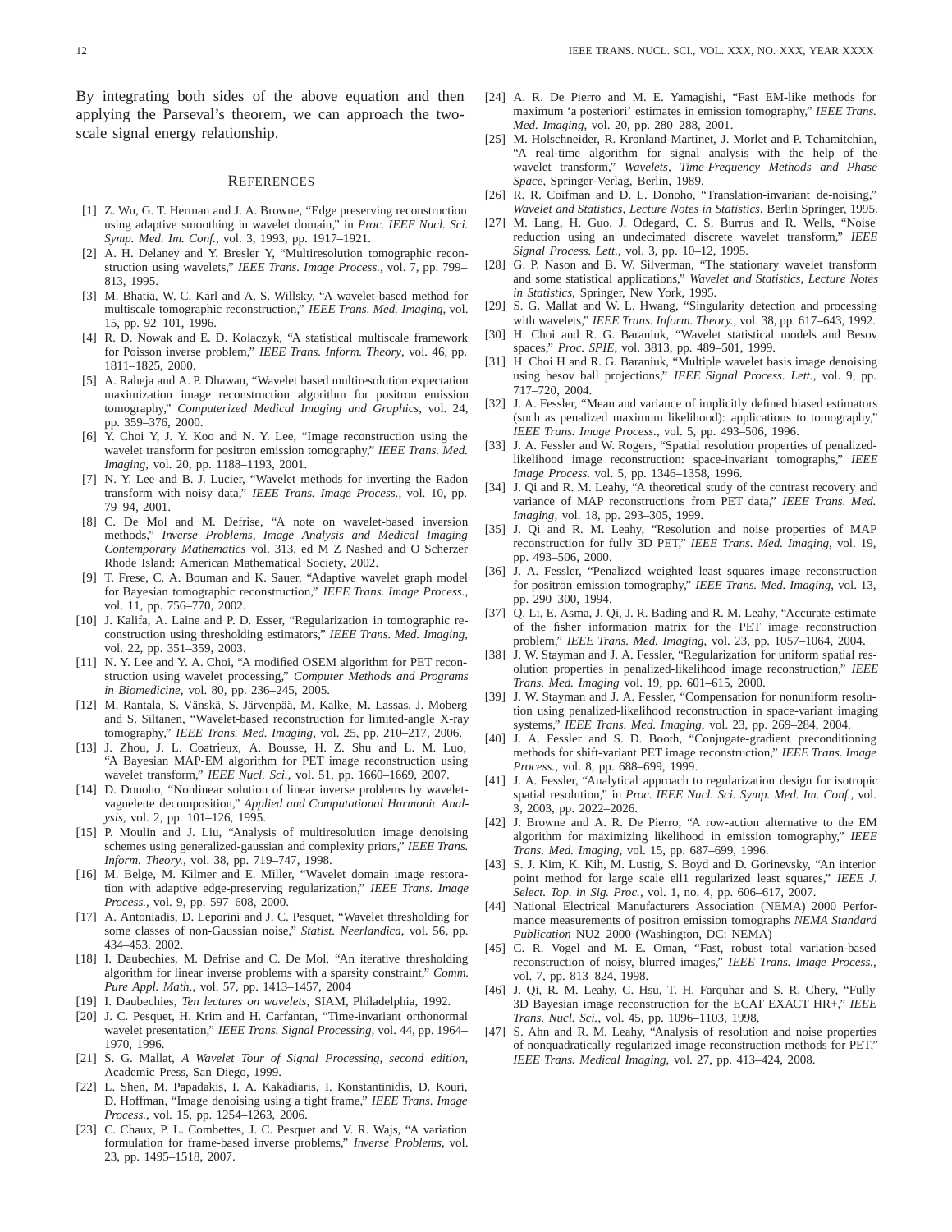By integrating both sides of the above equation and then applying the Parseval's theorem, we can approach the two-scale signal energy relationship.

## References

[1] Z. Wu, G. T. Herman and J. A. Browne, "Edge preserving reconstruction using adaptive smoothing in wavelet domain," in *Proc. IEEE Nucl. Sci. Symp. Med. Im. Conf.*, vol. 3, 1993, pp. 1917–1921.

[2] A. H. Delaney and Y. Bresler Y, "Multiresolution tomographic reconstruction using wavelets," *IEEE Trans. Image Process.*, vol. 7, pp. 799–813, 1995.

[3] M. Bhatia, W. C. Karl and A. S. Willsky, "A wavelet-based method for multiscale tomographic reconstruction," *IEEE Trans. Med. Imaging*, vol. 15, pp. 92–101, 1996.

[4] R. D. Nowak and E. D. Kolaczyk, "A statistical multiscale framework for Poisson inverse problem," *IEEE Trans. Inform. Theory*, vol. 46, pp. 1811–1825, 2000.

[5] A. Raheja and A. P. Dhawan, "Wavelet based multiresolution expectation maximization image reconstruction algorithm for positron emission tomography," *Computerized Medical Imaging and Graphics*, vol. 24, pp. 359–376, 2000.

[6] Y. Choi Y, J. Y. Koo and N. Y. Lee, "Image reconstruction using the wavelet transform for positron emission tomography," *IEEE Trans. Med. Imaging*, vol. 20, pp. 1188–1193, 2001.

[7] N. Y. Lee and B. J. Lucier, "Wavelet methods for inverting the Radon transform with noisy data," *IEEE Trans. Image Process.*, vol. 10, pp. 79–94, 2001.

[8] C. De Mol and M. Defrise, "A note on wavelet-based inversion methods," *Inverse Problems, Image Analysis and Medical Imaging Contemporary Mathematics* vol. 313, ed M Z Nashed and O Scherzer Rhode Island: American Mathematical Society, 2002.

[9] T. Frese, C. A. Bouman and K. Sauer, "Adaptive wavelet graph model for Bayesian tomographic reconstruction," *IEEE Trans. Image Process.*, vol. 11, pp. 756–770, 2002.

[10] J. Kalifa, A. Laine and P. D. Esser, "Regularization in tomographic reconstruction using thresholding estimators," *IEEE Trans. Med. Imaging*, vol. 22, pp. 351–359, 2003.

[11] N. Y. Lee and Y. A. Choi, "A modified OSEM algorithm for PET reconstruction using wavelet processing," *Computer Methods and Programs in Biomedicine*, vol. 80, pp. 236–245, 2005.

[12] M. Rantala, S. Vänskä, S. Järvenpää, M. Kalke, M. Lassas, J. Moberg and S. Siltanen, "Wavelet-based reconstruction for limited-angle X-ray tomography," *IEEE Trans. Med. Imaging*, vol. 25, pp. 210–217, 2006.

[13] J. Zhou, J. L. Coatrieux, A. Bousse, H. Z. Shu and L. M. Luo, "A Bayesian MAP-EM algorithm for PET image reconstruction using wavelet transform," *IEEE Nucl. Sci.*, vol. 51, pp. 1660–1669, 2007.

[14] D. Donoho, "Nonlinear solution of linear inverse problems by wavelet-vaguelette decomposition," *Applied and Computational Harmonic Analysis*, vol. 2, pp. 101–126, 1995.

[15] P. Moulin and J. Liu, "Analysis of multiresolution image denoising schemes using generalized-gaussian and complexity priors," *IEEE Trans. Inform. Theory.*, vol. 38, pp. 719–747, 1998.

[16] M. Belge, M. Kilmer and E. Miller, "Wavelet domain image restoration with adaptive edge-preserving regularization," *IEEE Trans. Image Process.*, vol. 9, pp. 597–608, 2000.

[17] A. Antoniadis, D. Leporini and J. C. Pesquet, "Wavelet thresholding for some classes of non-Gaussian noise," *Statist. Neerlandica*, vol. 56, pp. 434–453, 2002.

[18] I. Daubechies, M. Defrise and C. De Mol, "An iterative thresholding algorithm for linear inverse problems with a sparsity constraint," *Comm. Pure Appl. Math.*, vol. 57, pp. 1413–1457, 2004

[19] I. Daubechies, *Ten lectures on wavelets*, SIAM, Philadelphia, 1992.

[20] J. C. Pesquet, H. Krim and H. Carfantan, "Time-invariant orthonormal wavelet presentation," *IEEE Trans. Signal Processing*, vol. 44, pp. 1964–1970, 1996.

[21] S. G. Mallat, *A Wavelet Tour of Signal Processing, second edition*, Academic Press, San Diego, 1999.

[22] L. Shen, M. Papadakis, I. A. Kakadiaris, I. Konstantinidis, D. Kouri, D. Hoffman, "Image denoising using a tight frame," *IEEE Trans. Image Process.*, vol. 15, pp. 1254–1263, 2006.

[23] C. Chaux, P. L. Combettes, J. C. Pesquet and V. R. Wajs, "A variation formulation for frame-based inverse problems," *Inverse Problems*, vol. 23, pp. 1495–1518, 2007.

[24] A. R. De Pierro and M. E. Yamagishi, "Fast EM-like methods for maximum 'a posteriori' estimates in emission tomography," *IEEE Trans. Med. Imaging*, vol. 20, pp. 280–288, 2001.

[25] M. Holschneider, R. Kronland-Martinet, J. Morlet and P. Tchamitchian, "A real-time algorithm for signal analysis with the help of the wavelet transform," *Wavelets, Time-Frequency Methods and Phase Space*, Springer-Verlag, Berlin, 1989.

[26] R. R. Coifman and D. L. Donoho, "Translation-invariant de-noising," *Wavelet and Statistics, Lecture Notes in Statistics*, Berlin Springer, 1995.

[27] M. Lang, H. Guo, J. Odegard, C. S. Burrus and R. Wells, "Noise reduction using an undecimated discrete wavelet transform," *IEEE Signal Process. Lett.*, vol. 3, pp. 10–12, 1995.

[28] G. P. Nason and B. W. Silverman, "The stationary wavelet transform and some statistical applications," *Wavelet and Statistics, Lecture Notes in Statistics*, Springer, New York, 1995.

[29] S. G. Mallat and W. L. Hwang, "Singularity detection and processing with wavelets," *IEEE Trans. Inform. Theory.*, vol. 38, pp. 617–643, 1992.

[30] H. Choi and R. G. Baraniuk, "Wavelet statistical models and Besov spaces," *Proc. SPIE*, vol. 3813, pp. 489–501, 1999.

[31] H. Choi H and R. G. Baraniuk, "Multiple wavelet basis image denoising using besov ball projections," *IEEE Signal Process. Lett.*, vol. 9, pp. 717–720, 2004.

[32] J. A. Fessler, "Mean and variance of implicitly defined biased estimators (such as penalized maximum likelihood): applications to tomography," *IEEE Trans. Image Process.*, vol. 5, pp. 493–506, 1996.

[33] J. A. Fessler and W. Rogers, "Spatial resolution properties of penalized-likelihood image reconstruction: space-invariant tomographs," *IEEE Image Process.* vol. 5, pp. 1346–1358, 1996.

[34] J. Qi and R. M. Leahy, "A theoretical study of the contrast recovery and variance of MAP reconstructions from PET data," *IEEE Trans. Med. Imaging*, vol. 18, pp. 293–305, 1999.

[35] J. Qi and R. M. Leahy, "Resolution and noise properties of MAP reconstruction for fully 3D PET," *IEEE Trans. Med. Imaging*, vol. 19, pp. 493–506, 2000.

[36] J. A. Fessler, "Penalized weighted least squares image reconstruction for positron emission tomography," *IEEE Trans. Med. Imaging*, vol. 13, pp. 290–300, 1994.

[37] Q. Li, E. Asma, J. Qi, J. R. Bading and R. M. Leahy, "Accurate estimate of the fisher information matrix for the PET image reconstruction problem," *IEEE Trans. Med. Imaging*, vol. 23, pp. 1057–1064, 2004.

[38] J. W. Stayman and J. A. Fessler, "Regularization for uniform spatial resolution properties in penalized-likelihood image reconstruction," *IEEE Trans. Med. Imaging* vol. 19, pp. 601–615, 2000.

[39] J. W. Stayman and J. A. Fessler, "Compensation for nonuniform resolution using penalized-likelihood reconstruction in space-variant imaging systems," *IEEE Trans. Med. Imaging*, vol. 23, pp. 269–284, 2004.

[40] J. A. Fessler and S. D. Booth, "Conjugate-gradient preconditioning methods for shift-variant PET image reconstruction," *IEEE Trans. Image Process.*, vol. 8, pp. 688–699, 1999.

[41] J. A. Fessler, "Analytical approach to regularization design for isotropic spatial resolution," in *Proc. IEEE Nucl. Sci. Symp. Med. Im. Conf.*, vol. 3, 2003, pp. 2022–2026.

[42] J. Browne and A. R. De Pierro, "A row-action alternative to the EM algorithm for maximizing likelihood in emission tomography," *IEEE Trans. Med. Imaging*, vol. 15, pp. 687–699, 1996.

[43] S. J. Kim, K. Kih, M. Lustig, S. Boyd and D. Gorinevsky, "An interior point method for large scale ell1 regularized least squares," *IEEE J. Select. Top. in Sig. Proc.*, vol. 1, no. 4, pp. 606–617, 2007.

[44] National Electrical Manufacturers Association (NEMA) 2000 Performance measurements of positron emission tomographs *NEMA Standard Publication* NU2–2000 (Washington, DC: NEMA)

[45] C. R. Vogel and M. E. Oman, "Fast, robust total variation-based reconstruction of noisy, blurred images," *IEEE Trans. Image Process.*, vol. 7, pp. 813–824, 1998.

[46] J. Qi, R. M. Leahy, C. Hsu, T. H. Farquhar and S. R. Chery, "Fully 3D Bayesian image reconstruction for the ECAT EXACT HR+," *IEEE Trans. Nucl. Sci.*, vol. 45, pp. 1096–1103, 1998.

[47] S. Ahn and R. M. Leahy, "Analysis of resolution and noise properties of nonquadratically regularized image reconstruction methods for PET," *IEEE Trans. Medical Imaging*, vol. 27, pp. 413–424, 2008.